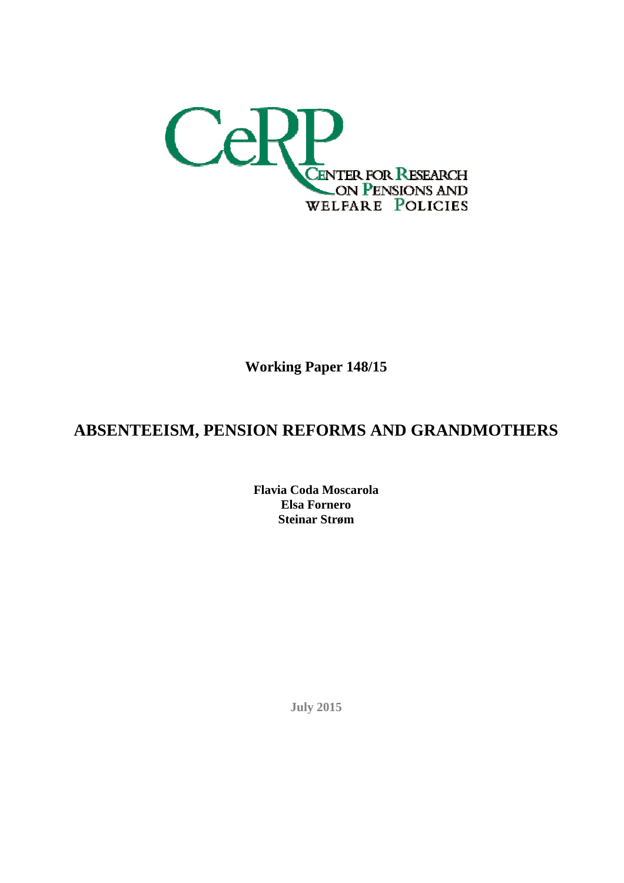CeRP

CENTER FOR RESEARCH ON PENSIONS AND WELFARE POLICIES

**Working Paper 148/15**

# ABSENTEEISM, PENSION REFORMS AND GRANDMOTHERS

**Flavia Coda Moscarola**
**Elsa Fornero**
**Steinar Strøm**

July 2015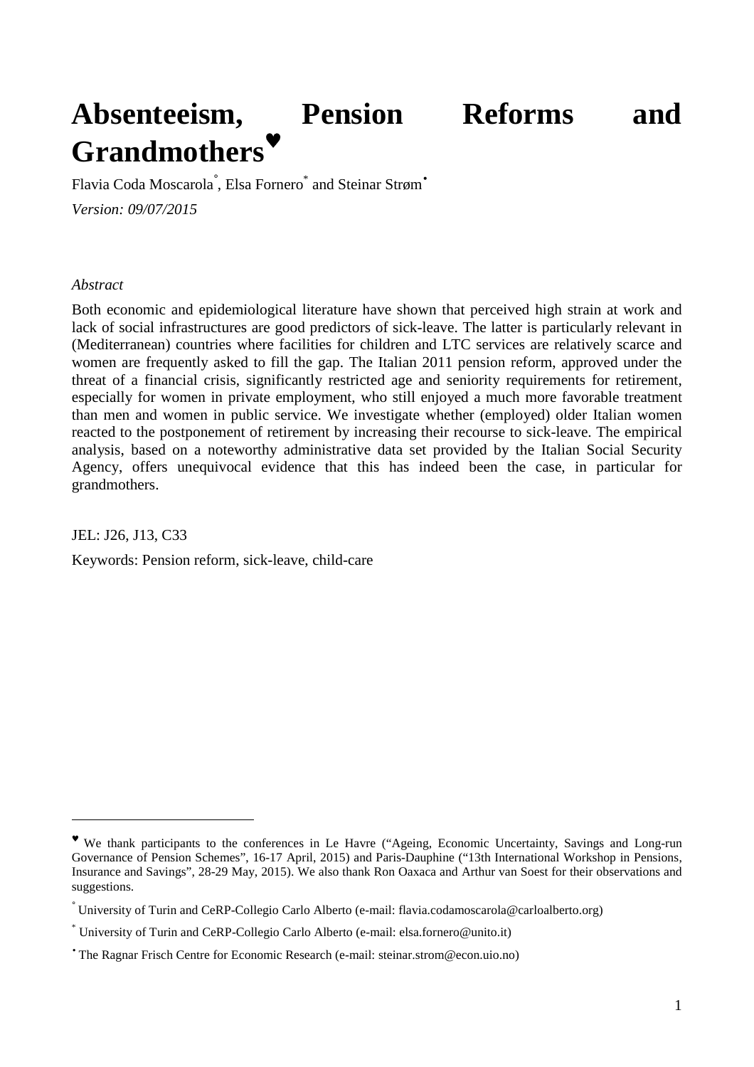# Absenteeism, Pension Reforms and Grandmothers[♥]

Flavia Coda Moscarola[°], Elsa Fornero[*] and Steinar Strøm[•]

*Version: 09/07/2015*

*Abstract*

Both economic and epidemiological literature have shown that perceived high strain at work and lack of social infrastructures are good predictors of sick-leave. The latter is particularly relevant in (Mediterranean) countries where facilities for children and LTC services are relatively scarce and women are frequently asked to fill the gap. The Italian 2011 pension reform, approved under the threat of a financial crisis, significantly restricted age and seniority requirements for retirement, especially for women in private employment, who still enjoyed a much more favorable treatment than men and women in public service. We investigate whether (employed) older Italian women reacted to the postponement of retirement by increasing their recourse to sick-leave. The empirical analysis, based on a noteworthy administrative data set provided by the Italian Social Security Agency, offers unequivocal evidence that this has indeed been the case, in particular for grandmothers.

JEL: J26, J13, C33

Keywords: Pension reform, sick-leave, child-care

---

[♥] We thank participants to the conferences in Le Havre ("Ageing, Economic Uncertainty, Savings and Long-run Governance of Pension Schemes", 16-17 April, 2015) and Paris-Dauphine ("13th International Workshop in Pensions, Insurance and Savings", 28-29 May, 2015). We also thank Ron Oaxaca and Arthur van Soest for their observations and suggestions.

[°] University of Turin and CeRP-Collegio Carlo Alberto (e-mail: flavia.codamoscarola@carloalberto.org)

[*] University of Turin and CeRP-Collegio Carlo Alberto (e-mail: elsa.fornero@unito.it)

[•] The Ragnar Frisch Centre for Economic Research (e-mail: steinar.strom@econ.uio.no)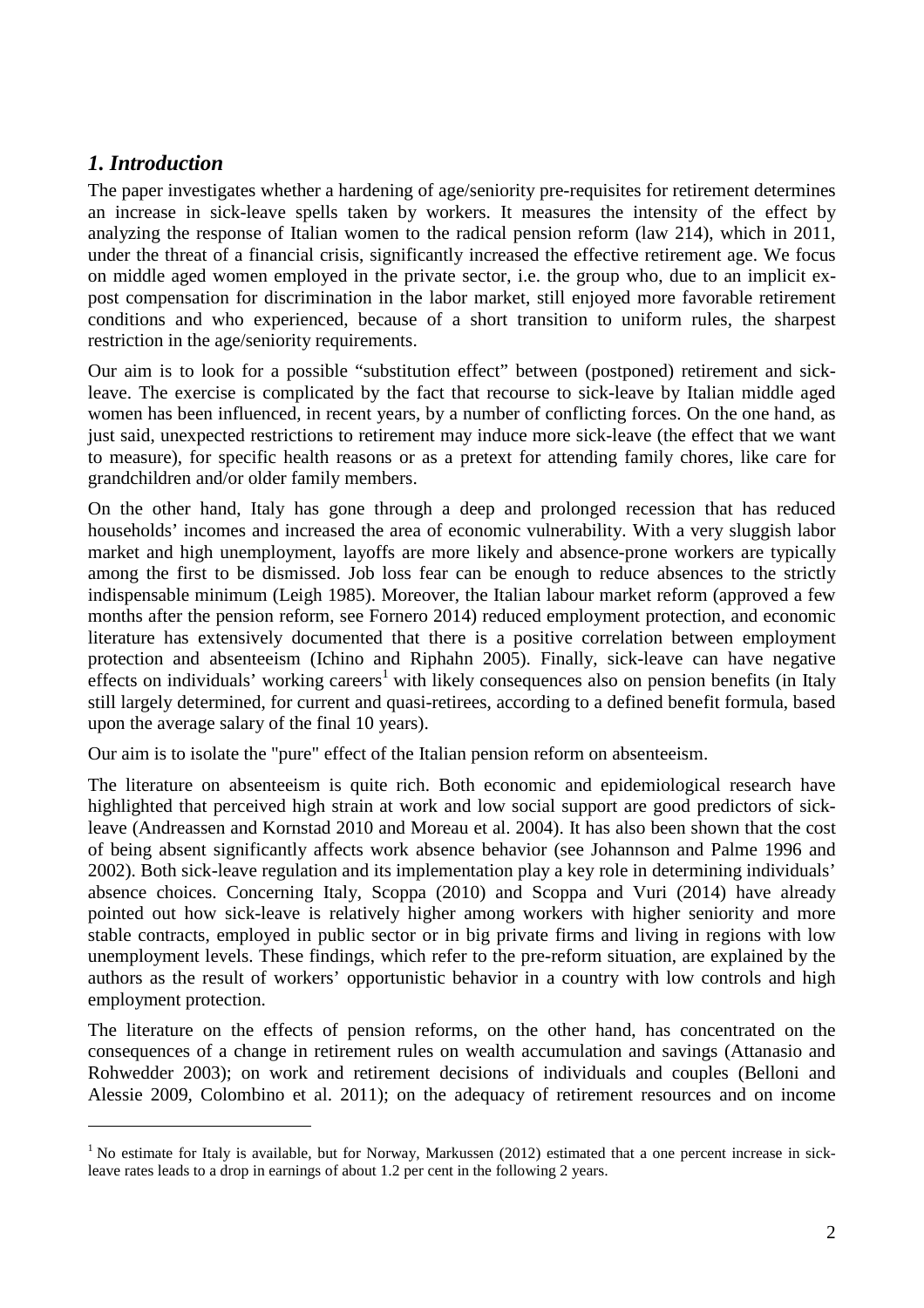## *1. Introduction*

The paper investigates whether a hardening of age/seniority pre-requisites for retirement determines an increase in sick-leave spells taken by workers. It measures the intensity of the effect by analyzing the response of Italian women to the radical pension reform (law 214), which in 2011, under the threat of a financial crisis, significantly increased the effective retirement age. We focus on middle aged women employed in the private sector, i.e. the group who, due to an implicit ex-post compensation for discrimination in the labor market, still enjoyed more favorable retirement conditions and who experienced, because of a short transition to uniform rules, the sharpest restriction in the age/seniority requirements.

Our aim is to look for a possible "substitution effect" between (postponed) retirement and sick-leave. The exercise is complicated by the fact that recourse to sick-leave by Italian middle aged women has been influenced, in recent years, by a number of conflicting forces. On the one hand, as just said, unexpected restrictions to retirement may induce more sick-leave (the effect that we want to measure), for specific health reasons or as a pretext for attending family chores, like care for grandchildren and/or older family members.

On the other hand, Italy has gone through a deep and prolonged recession that has reduced households' incomes and increased the area of economic vulnerability. With a very sluggish labor market and high unemployment, layoffs are more likely and absence-prone workers are typically among the first to be dismissed. Job loss fear can be enough to reduce absences to the strictly indispensable minimum (Leigh 1985). Moreover, the Italian labour market reform (approved a few months after the pension reform, see Fornero 2014) reduced employment protection, and economic literature has extensively documented that there is a positive correlation between employment protection and absenteeism (Ichino and Riphahn 2005). Finally, sick-leave can have negative effects on individuals' working careers[1] with likely consequences also on pension benefits (in Italy still largely determined, for current and quasi-retirees, according to a defined benefit formula, based upon the average salary of the final 10 years).

Our aim is to isolate the "pure" effect of the Italian pension reform on absenteeism.

The literature on absenteeism is quite rich. Both economic and epidemiological research have highlighted that perceived high strain at work and low social support are good predictors of sick-leave (Andreassen and Kornstad 2010 and Moreau et al. 2004). It has also been shown that the cost of being absent significantly affects work absence behavior (see Johannson and Palme 1996 and 2002). Both sick-leave regulation and its implementation play a key role in determining individuals' absence choices. Concerning Italy, Scoppa (2010) and Scoppa and Vuri (2014) have already pointed out how sick-leave is relatively higher among workers with higher seniority and more stable contracts, employed in public sector or in big private firms and living in regions with low unemployment levels. These findings, which refer to the pre-reform situation, are explained by the authors as the result of workers' opportunistic behavior in a country with low controls and high employment protection.

The literature on the effects of pension reforms, on the other hand, has concentrated on the consequences of a change in retirement rules on wealth accumulation and savings (Attanasio and Rohwedder 2003); on work and retirement decisions of individuals and couples (Belloni and Alessie 2009, Colombino et al. 2011); on the adequacy of retirement resources and on income

[1] No estimate for Italy is available, but for Norway, Markussen (2012) estimated that a one percent increase in sick-leave rates leads to a drop in earnings of about 1.2 per cent in the following 2 years.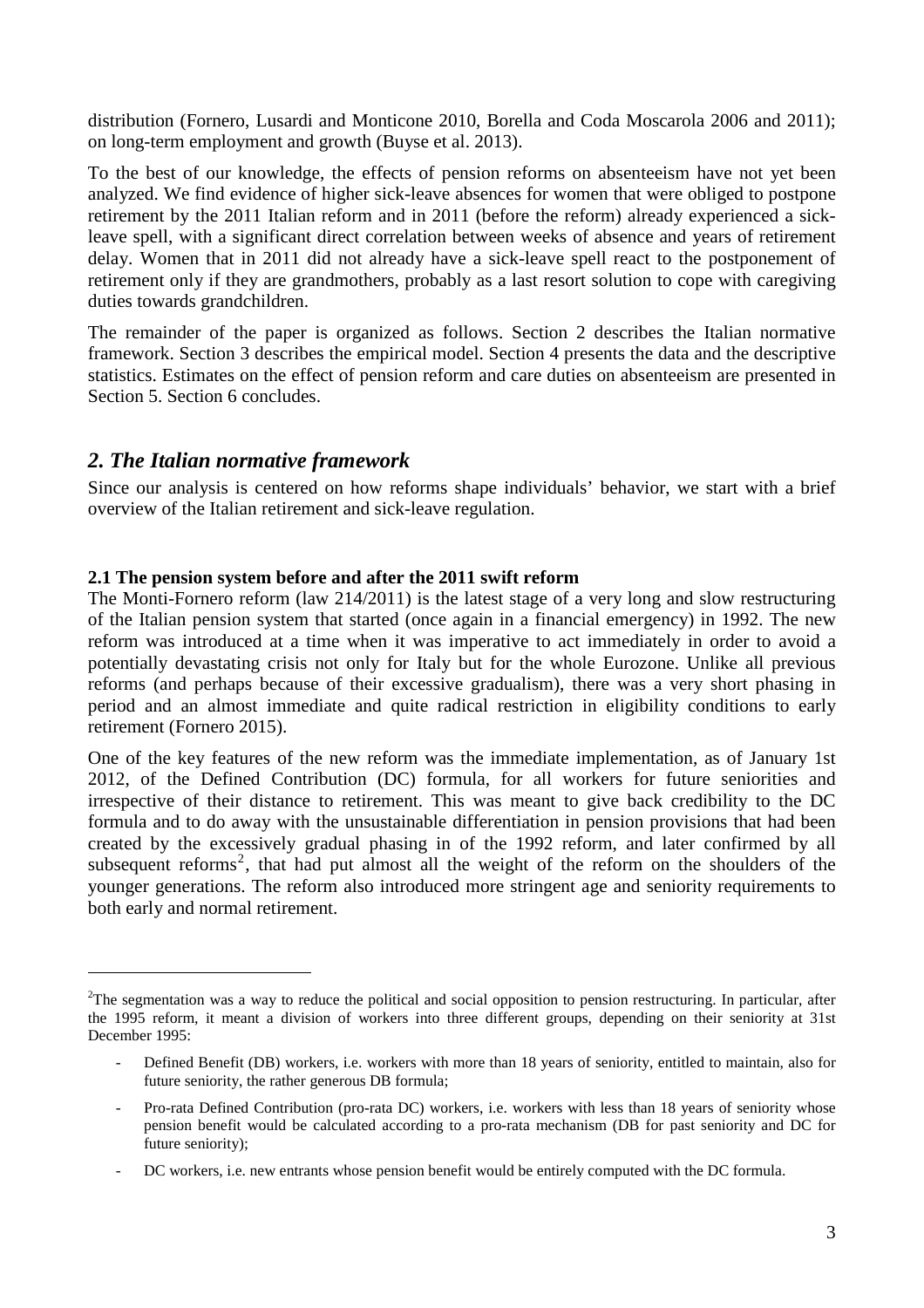distribution (Fornero, Lusardi and Monticone 2010, Borella and Coda Moscarola 2006 and 2011); on long-term employment and growth (Buyse et al. 2013).

To the best of our knowledge, the effects of pension reforms on absenteeism have not yet been analyzed. We find evidence of higher sick-leave absences for women that were obliged to postpone retirement by the 2011 Italian reform and in 2011 (before the reform) already experienced a sick-leave spell, with a significant direct correlation between weeks of absence and years of retirement delay. Women that in 2011 did not already have a sick-leave spell react to the postponement of retirement only if they are grandmothers, probably as a last resort solution to cope with caregiving duties towards grandchildren.

The remainder of the paper is organized as follows. Section 2 describes the Italian normative framework. Section 3 describes the empirical model. Section 4 presents the data and the descriptive statistics. Estimates on the effect of pension reform and care duties on absenteeism are presented in Section 5. Section 6 concludes.

## *2. The Italian normative framework*

Since our analysis is centered on how reforms shape individuals' behavior, we start with a brief overview of the Italian retirement and sick-leave regulation.

### 2.1 The pension system before and after the 2011 swift reform

The Monti-Fornero reform (law 214/2011) is the latest stage of a very long and slow restructuring of the Italian pension system that started (once again in a financial emergency) in 1992. The new reform was introduced at a time when it was imperative to act immediately in order to avoid a potentially devastating crisis not only for Italy but for the whole Eurozone. Unlike all previous reforms (and perhaps because of their excessive gradualism), there was a very short phasing in period and an almost immediate and quite radical restriction in eligibility conditions to early retirement (Fornero 2015).

One of the key features of the new reform was the immediate implementation, as of January 1st 2012, of the Defined Contribution (DC) formula, for all workers for future seniorities and irrespective of their distance to retirement. This was meant to give back credibility to the DC formula and to do away with the unsustainable differentiation in pension provisions that had been created by the excessively gradual phasing in of the 1992 reform, and later confirmed by all subsequent reforms[2], that had put almost all the weight of the reform on the shoulders of the younger generations. The reform also introduced more stringent age and seniority requirements to both early and normal retirement.

---

[2]The segmentation was a way to reduce the political and social opposition to pension restructuring. In particular, after the 1995 reform, it meant a division of workers into three different groups, depending on their seniority at 31st December 1995:

- Defined Benefit (DB) workers, i.e. workers with more than 18 years of seniority, entitled to maintain, also for future seniority, the rather generous DB formula;
- Pro-rata Defined Contribution (pro-rata DC) workers, i.e. workers with less than 18 years of seniority whose pension benefit would be calculated according to a pro-rata mechanism (DB for past seniority and DC for future seniority);
- DC workers, i.e. new entrants whose pension benefit would be entirely computed with the DC formula.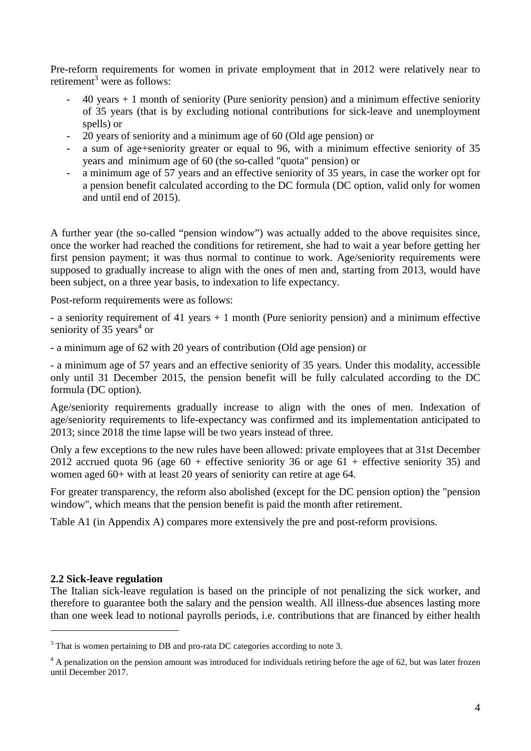Pre-reform requirements for women in private employment that in 2012 were relatively near to retirement[3] were as follows:

- 40 years + 1 month of seniority (Pure seniority pension) and a minimum effective seniority of 35 years (that is by excluding notional contributions for sick-leave and unemployment spells) or
- 20 years of seniority and a minimum age of 60 (Old age pension) or
- a sum of age+seniority greater or equal to 96, with a minimum effective seniority of 35 years and minimum age of 60 (the so-called "quota" pension) or
- a minimum age of 57 years and an effective seniority of 35 years, in case the worker opt for a pension benefit calculated according to the DC formula (DC option, valid only for women and until end of 2015).

A further year (the so-called "pension window") was actually added to the above requisites since, once the worker had reached the conditions for retirement, she had to wait a year before getting her first pension payment; it was thus normal to continue to work. Age/seniority requirements were supposed to gradually increase to align with the ones of men and, starting from 2013, would have been subject, on a three year basis, to indexation to life expectancy.

Post-reform requirements were as follows:

- a seniority requirement of 41 years + 1 month (Pure seniority pension) and a minimum effective seniority of 35 years[4] or

- a minimum age of 62 with 20 years of contribution (Old age pension) or

- a minimum age of 57 years and an effective seniority of 35 years. Under this modality, accessible only until 31 December 2015, the pension benefit will be fully calculated according to the DC formula (DC option).

Age/seniority requirements gradually increase to align with the ones of men. Indexation of age/seniority requirements to life-expectancy was confirmed and its implementation anticipated to 2013; since 2018 the time lapse will be two years instead of three.

Only a few exceptions to the new rules have been allowed: private employees that at 31st December 2012 accrued quota 96 (age 60 + effective seniority 36 or age 61 + effective seniority 35) and women aged 60+ with at least 20 years of seniority can retire at age 64.

For greater transparency, the reform also abolished (except for the DC pension option) the "pension window", which means that the pension benefit is paid the month after retirement.

Table A1 (in Appendix A) compares more extensively the pre and post-reform provisions.

**2.2 Sick-leave regulation**

The Italian sick-leave regulation is based on the principle of not penalizing the sick worker, and therefore to guarantee both the salary and the pension wealth. All illness-due absences lasting more than one week lead to notional payrolls periods, i.e. contributions that are financed by either health

[3] That is women pertaining to DB and pro-rata DC categories according to note 3.

[4] A penalization on the pension amount was introduced for individuals retiring before the age of 62, but was later frozen until December 2017.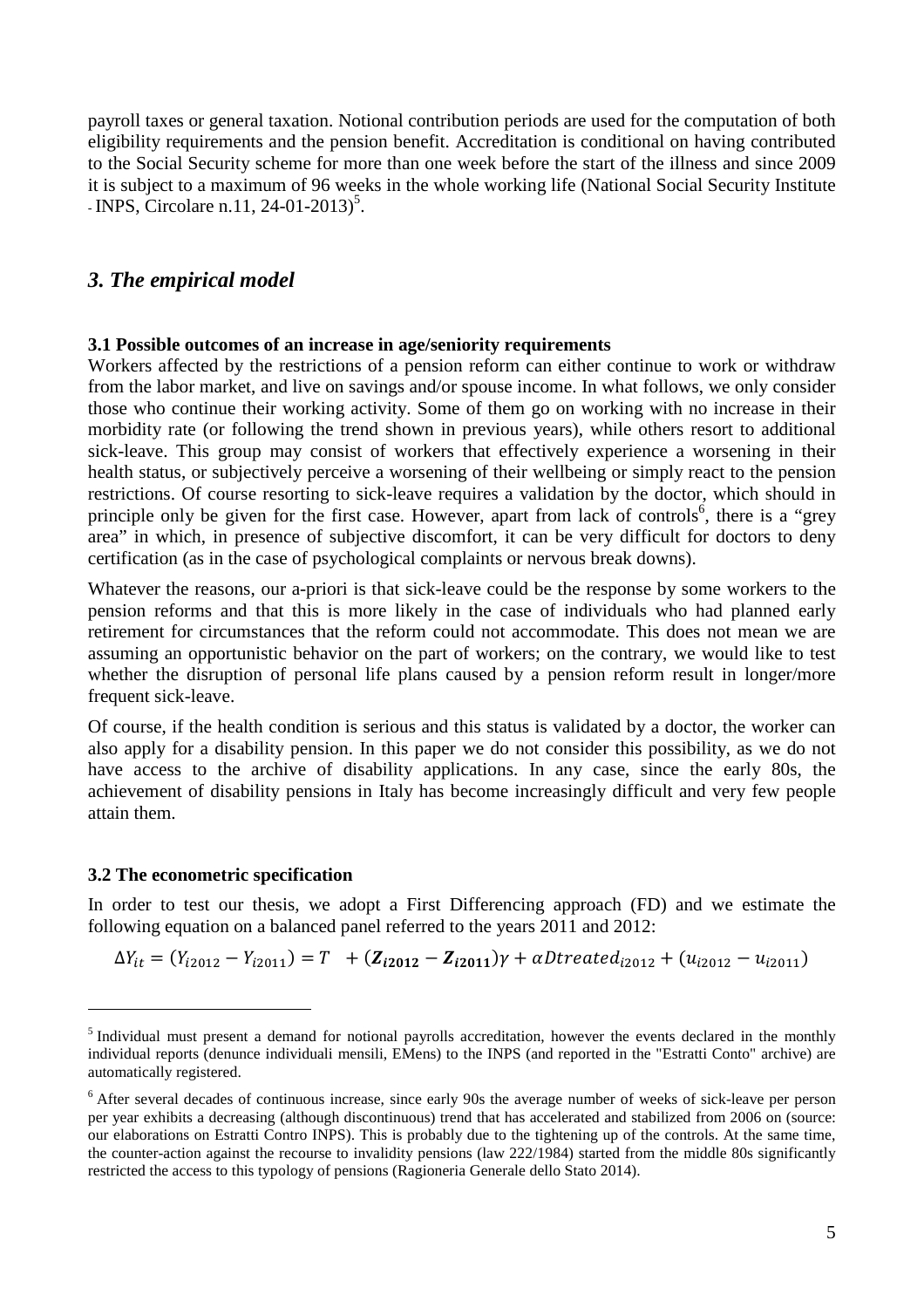payroll taxes or general taxation. Notional contribution periods are used for the computation of both eligibility requirements and the pension benefit. Accreditation is conditional on having contributed to the Social Security scheme for more than one week before the start of the illness and since 2009 it is subject to a maximum of 96 weeks in the whole working life (National Social Security Institute - INPS, Circolare n.11, 24-01-2013)[5].

## *3. The empirical model*

### 3.1 Possible outcomes of an increase in age/seniority requirements

Workers affected by the restrictions of a pension reform can either continue to work or withdraw from the labor market, and live on savings and/or spouse income. In what follows, we only consider those who continue their working activity. Some of them go on working with no increase in their morbidity rate (or following the trend shown in previous years), while others resort to additional sick-leave. This group may consist of workers that effectively experience a worsening in their health status, or subjectively perceive a worsening of their wellbeing or simply react to the pension restrictions. Of course resorting to sick-leave requires a validation by the doctor, which should in principle only be given for the first case. However, apart from lack of controls[6], there is a "grey area" in which, in presence of subjective discomfort, it can be very difficult for doctors to deny certification (as in the case of psychological complaints or nervous break downs).

Whatever the reasons, our a-priori is that sick-leave could be the response by some workers to the pension reforms and that this is more likely in the case of individuals who had planned early retirement for circumstances that the reform could not accommodate. This does not mean we are assuming an opportunistic behavior on the part of workers; on the contrary, we would like to test whether the disruption of personal life plans caused by a pension reform result in longer/more frequent sick-leave.

Of course, if the health condition is serious and this status is validated by a doctor, the worker can also apply for a disability pension. In this paper we do not consider this possibility, as we do not have access to the archive of disability applications. In any case, since the early 80s, the achievement of disability pensions in Italy has become increasingly difficult and very few people attain them.

### 3.2 The econometric specification

In order to test our thesis, we adopt a First Differencing approach (FD) and we estimate the following equation on a balanced panel referred to the years 2011 and 2012:

$$\Delta Y_{it} = (Y_{i2012} - Y_{i2011}) = T \quad + (\boldsymbol{Z_{i2012}} - \boldsymbol{Z_{i2011}})\gamma + \alpha Dtreated_{i2012} + (u_{i2012} - u_{i2011})$$

---

[5] Individual must present a demand for notional payrolls accreditation, however the events declared in the monthly individual reports (denunce individuali mensili, EMens) to the INPS (and reported in the "Estratti Conto" archive) are automatically registered.

[6] After several decades of continuous increase, since early 90s the average number of weeks of sick-leave per person per year exhibits a decreasing (although discontinuous) trend that has accelerated and stabilized from 2006 on (source: our elaborations on Estratti Contro INPS). This is probably due to the tightening up of the controls. At the same time, the counter-action against the recourse to invalidity pensions (law 222/1984) started from the middle 80s significantly restricted the access to this typology of pensions (Ragioneria Generale dello Stato 2014).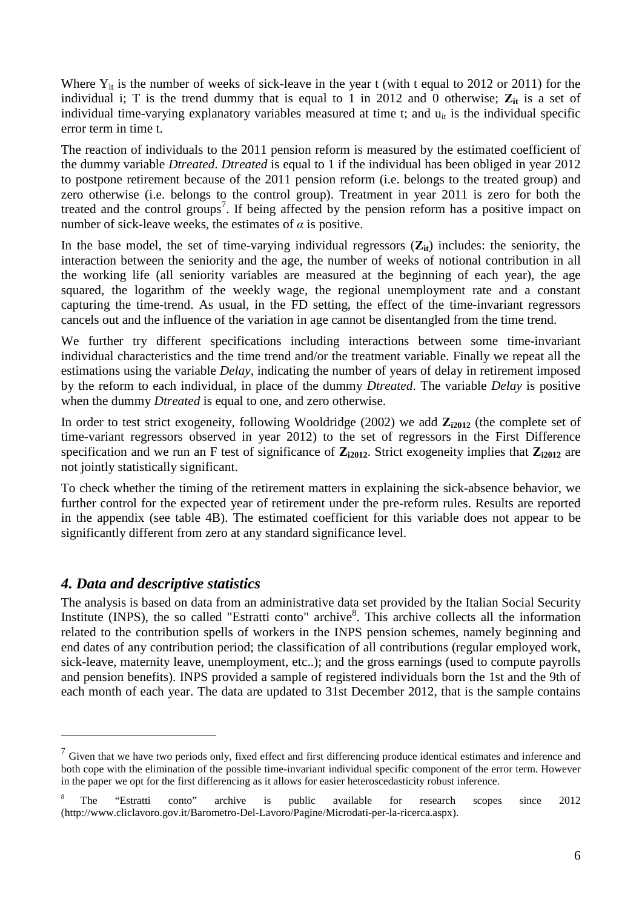Where $Y_{it}$ is the number of weeks of sick-leave in the year t (with t equal to 2012 or 2011) for the individual i; T is the trend dummy that is equal to 1 in 2012 and 0 otherwise; $\mathbf{Z_{it}}$ is a set of individual time-varying explanatory variables measured at time t; and $u_{it}$ is the individual specific error term in time t.

The reaction of individuals to the 2011 pension reform is measured by the estimated coefficient of the dummy variable *Dtreated*. *Dtreated* is equal to 1 if the individual has been obliged in year 2012 to postpone retirement because of the 2011 pension reform (i.e. belongs to the treated group) and zero otherwise (i.e. belongs to the control group). Treatment in year 2011 is zero for both the treated and the control groups[7]. If being affected by the pension reform has a positive impact on number of sick-leave weeks, the estimates of $\alpha$ is positive.

In the base model, the set of time-varying individual regressors ($\mathbf{Z_{it}}$) includes: the seniority, the interaction between the seniority and the age, the number of weeks of notional contribution in all the working life (all seniority variables are measured at the beginning of each year), the age squared, the logarithm of the weekly wage, the regional unemployment rate and a constant capturing the time-trend. As usual, in the FD setting, the effect of the time-invariant regressors cancels out and the influence of the variation in age cannot be disentangled from the time trend.

We further try different specifications including interactions between some time-invariant individual characteristics and the time trend and/or the treatment variable. Finally we repeat all the estimations using the variable *Delay*, indicating the number of years of delay in retirement imposed by the reform to each individual, in place of the dummy *Dtreated*. The variable *Delay* is positive when the dummy *Dtreated* is equal to one, and zero otherwise.

In order to test strict exogeneity, following Wooldridge (2002) we add $\mathbf{Z_{i2012}}$ (the complete set of time-variant regressors observed in year 2012) to the set of regressors in the First Difference specification and we run an F test of significance of $\mathbf{Z_{i2012}}$. Strict exogeneity implies that $\mathbf{Z_{i2012}}$ are not jointly statistically significant.

To check whether the timing of the retirement matters in explaining the sick-absence behavior, we further control for the expected year of retirement under the pre-reform rules. Results are reported in the appendix (see table 4B). The estimated coefficient for this variable does not appear to be significantly different from zero at any standard significance level.

## *4. Data and descriptive statistics*

The analysis is based on data from an administrative data set provided by the Italian Social Security Institute (INPS), the so called "Estratti conto" archive[8]. This archive collects all the information related to the contribution spells of workers in the INPS pension schemes, namely beginning and end dates of any contribution period; the classification of all contributions (regular employed work, sick-leave, maternity leave, unemployment, etc..); and the gross earnings (used to compute payrolls and pension benefits). INPS provided a sample of registered individuals born the 1st and the 9th of each month of each year. The data are updated to 31st December 2012, that is the sample contains

---

[7] Given that we have two periods only, fixed effect and first differencing produce identical estimates and inference and both cope with the elimination of the possible time-invariant individual specific component of the error term. However in the paper we opt for the first differencing as it allows for easier heteroscedasticity robust inference.

[8] The "Estratti conto" archive is public available for research scopes since 2012 (http://www.cliclavoro.gov.it/Barometro-Del-Lavoro/Pagine/Microdati-per-la-ricerca.aspx).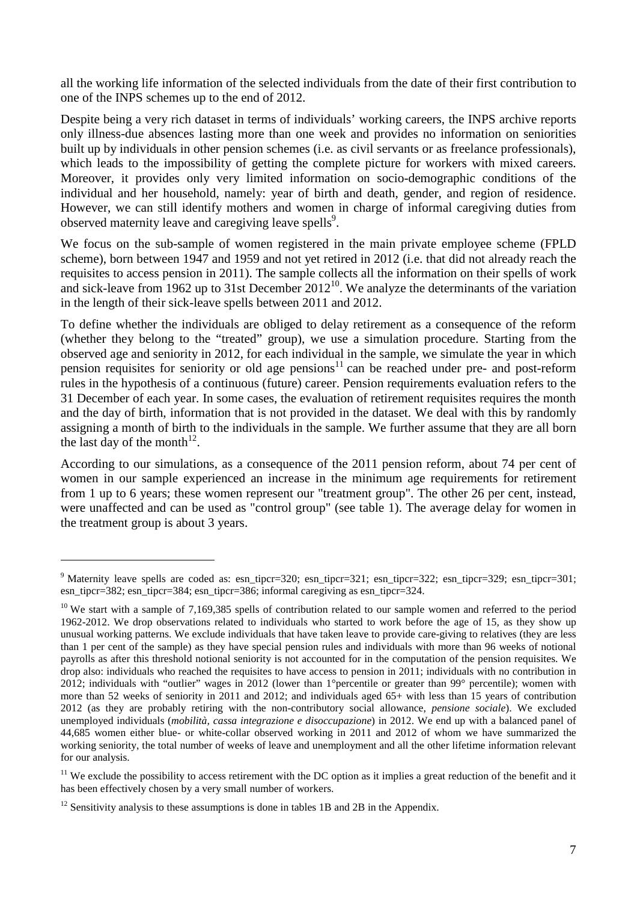all the working life information of the selected individuals from the date of their first contribution to one of the INPS schemes up to the end of 2012.

Despite being a very rich dataset in terms of individuals' working careers, the INPS archive reports only illness-due absences lasting more than one week and provides no information on seniorities built up by individuals in other pension schemes (i.e. as civil servants or as freelance professionals), which leads to the impossibility of getting the complete picture for workers with mixed careers. Moreover, it provides only very limited information on socio-demographic conditions of the individual and her household, namely: year of birth and death, gender, and region of residence. However, we can still identify mothers and women in charge of informal caregiving duties from observed maternity leave and caregiving leave spells[9].

We focus on the sub-sample of women registered in the main private employee scheme (FPLD scheme), born between 1947 and 1959 and not yet retired in 2012 (i.e. that did not already reach the requisites to access pension in 2011). The sample collects all the information on their spells of work and sick-leave from 1962 up to 31st December 2012[10]. We analyze the determinants of the variation in the length of their sick-leave spells between 2011 and 2012.

To define whether the individuals are obliged to delay retirement as a consequence of the reform (whether they belong to the "treated" group), we use a simulation procedure. Starting from the observed age and seniority in 2012, for each individual in the sample, we simulate the year in which pension requisites for seniority or old age pensions[11] can be reached under pre- and post-reform rules in the hypothesis of a continuous (future) career. Pension requirements evaluation refers to the 31 December of each year. In some cases, the evaluation of retirement requisites requires the month and the day of birth, information that is not provided in the dataset. We deal with this by randomly assigning a month of birth to the individuals in the sample. We further assume that they are all born the last day of the month[12].

According to our simulations, as a consequence of the 2011 pension reform, about 74 per cent of women in our sample experienced an increase in the minimum age requirements for retirement from 1 up to 6 years; these women represent our "treatment group". The other 26 per cent, instead, were unaffected and can be used as "control group" (see table 1). The average delay for women in the treatment group is about 3 years.

---

[9] Maternity leave spells are coded as: esn_tipcr=320; esn_tipcr=321; esn_tipcr=322; esn_tipcr=329; esn_tipcr=301; esn_tipcr=382; esn_tipcr=384; esn_tipcr=386; informal caregiving as esn_tipcr=324.

[10] We start with a sample of 7,169,385 spells of contribution related to our sample women and referred to the period 1962-2012. We drop observations related to individuals who started to work before the age of 15, as they show up unusual working patterns. We exclude individuals that have taken leave to provide care-giving to relatives (they are less than 1 per cent of the sample) as they have special pension rules and individuals with more than 96 weeks of notional payrolls as after this threshold notional seniority is not accounted for in the computation of the pension requisites. We drop also: individuals who reached the requisites to have access to pension in 2011; individuals with no contribution in 2012; individuals with "outlier" wages in 2012 (lower than 1°percentile or greater than 99° percentile); women with more than 52 weeks of seniority in 2011 and 2012; and individuals aged 65+ with less than 15 years of contribution 2012 (as they are probably retiring with the non-contributory social allowance, *pensione sociale*). We excluded unemployed individuals (*mobilità, cassa integrazione e disoccupazione*) in 2012. We end up with a balanced panel of 44,685 women either blue- or white-collar observed working in 2011 and 2012 of whom we have summarized the working seniority, the total number of weeks of leave and unemployment and all the other lifetime information relevant for our analysis.

[11] We exclude the possibility to access retirement with the DC option as it implies a great reduction of the benefit and it has been effectively chosen by a very small number of workers.

[12] Sensitivity analysis to these assumptions is done in tables 1B and 2B in the Appendix.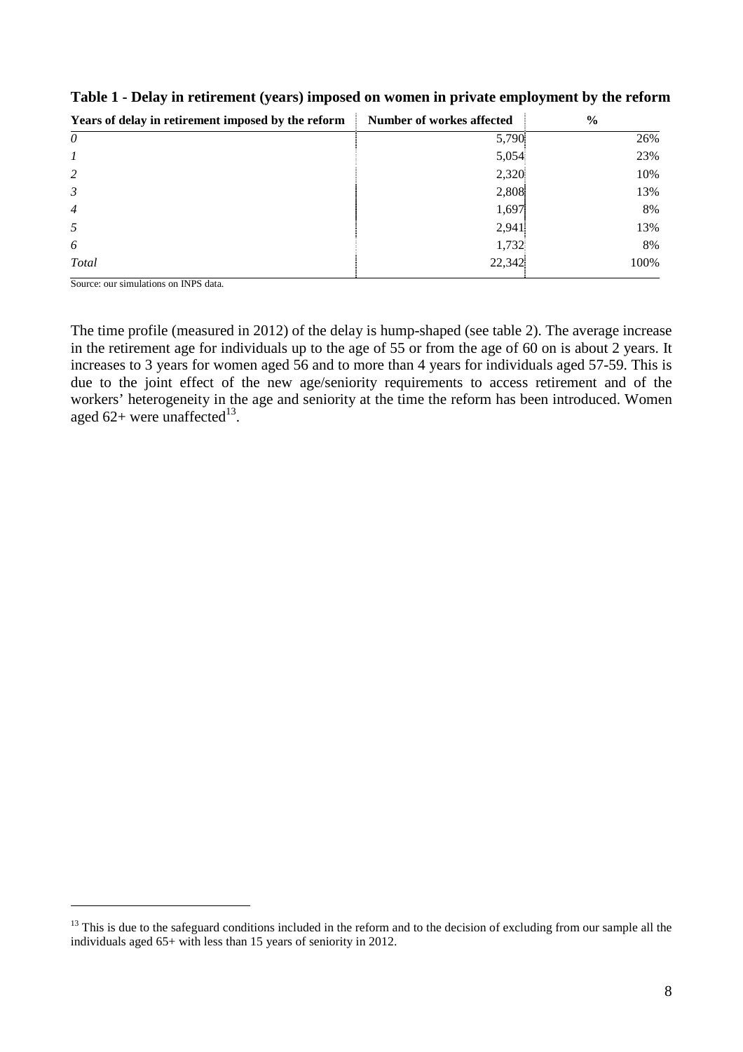**Table 1 - Delay in retirement (years) imposed on women in private employment by the reform**

| Years of delay in retirement imposed by the reform | Number of workes affected | % |
|---|---|---|
| *0* | 5,790 | 26% |
| *1* | 5,054 | 23% |
| *2* | 2,320 | 10% |
| *3* | 2,808 | 13% |
| *4* | 1,697 | 8% |
| *5* | 2,941 | 13% |
| *6* | 1,732 | 8% |
| *Total* | 22,342 | 100% |

Source: our simulations on INPS data.

The time profile (measured in 2012) of the delay is hump-shaped (see table 2). The average increase in the retirement age for individuals up to the age of 55 or from the age of 60 on is about 2 years. It increases to 3 years for women aged 56 and to more than 4 years for individuals aged 57-59. This is due to the joint effect of the new age/seniority requirements to access retirement and of the workers' heterogeneity in the age and seniority at the time the reform has been introduced. Women aged 62+ were unaffected[13].

[13] This is due to the safeguard conditions included in the reform and to the decision of excluding from our sample all the individuals aged 65+ with less than 15 years of seniority in 2012.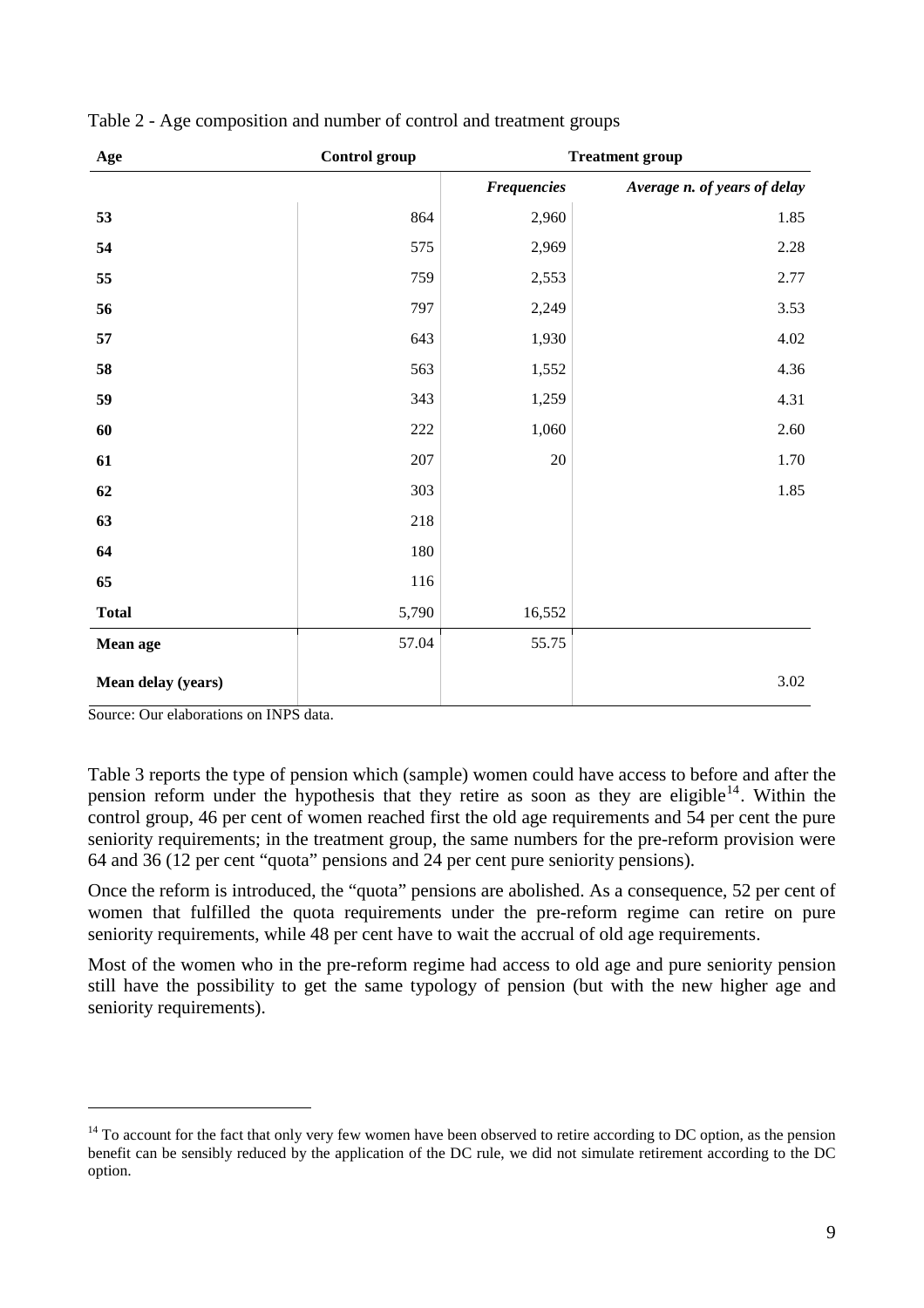Table 2 - Age composition and number of control and treatment groups

| Age | Control group | Treatment group | |
|---|---|---|---|
| | | *Frequencies* | *Average n. of years of delay* |
| **53** | 864 | 2,960 | 1.85 |
| **54** | 575 | 2,969 | 2.28 |
| **55** | 759 | 2,553 | 2.77 |
| **56** | 797 | 2,249 | 3.53 |
| **57** | 643 | 1,930 | 4.02 |
| **58** | 563 | 1,552 | 4.36 |
| **59** | 343 | 1,259 | 4.31 |
| **60** | 222 | 1,060 | 2.60 |
| **61** | 207 | 20 | 1.70 |
| **62** | 303 | | 1.85 |
| **63** | 218 | | |
| **64** | 180 | | |
| **65** | 116 | | |
| **Total** | 5,790 | 16,552 | |
| **Mean age** | 57.04 | 55.75 | |
| **Mean delay (years)** | | | 3.02 |

Source: Our elaborations on INPS data.

Table 3 reports the type of pension which (sample) women could have access to before and after the pension reform under the hypothesis that they retire as soon as they are eligible[14]. Within the control group, 46 per cent of women reached first the old age requirements and 54 per cent the pure seniority requirements; in the treatment group, the same numbers for the pre-reform provision were 64 and 36 (12 per cent "quota" pensions and 24 per cent pure seniority pensions).

Once the reform is introduced, the "quota" pensions are abolished. As a consequence, 52 per cent of women that fulfilled the quota requirements under the pre-reform regime can retire on pure seniority requirements, while 48 per cent have to wait the accrual of old age requirements.

Most of the women who in the pre-reform regime had access to old age and pure seniority pension still have the possibility to get the same typology of pension (but with the new higher age and seniority requirements).

[14] To account for the fact that only very few women have been observed to retire according to DC option, as the pension benefit can be sensibly reduced by the application of the DC rule, we did not simulate retirement according to the DC option.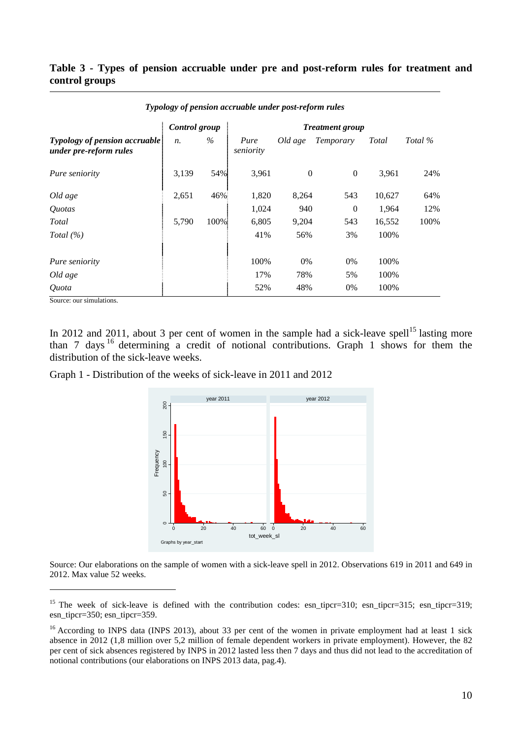**Table 3 - Types of pension accruable under pre and post-reform rules for treatment and control groups**

| | *Typology of pension accruable under post-reform rules* | | | | | | | |
|---|---|---|---|---|---|---|---|---|
| | ***Control group*** | | ***Treatment group*** | | | | | |
| ***Typology of pension accruable under pre-reform rules*** | *n.* | *%* | *Pure seniority* | *Old age* | *Temporary* | *Total* | *Total %* |
| *Pure seniority* | 3,139 | 54% | 3,961 | 0 | 0 | 3,961 | 24% |
| *Old age* | 2,651 | 46% | 1,820 | 8,264 | 543 | 10,627 | 64% |
| *Quotas* | | | 1,024 | 940 | 0 | 1,964 | 12% |
| *Total* | 5,790 | 100% | 6,805 | 9,204 | 543 | 16,552 | 100% |
| *Total (%)* | | | 41% | 56% | 3% | 100% | |
| *Pure seniority* | | | 100% | 0% | 0% | 100% | |
| *Old age* | | | 17% | 78% | 5% | 100% | |
| *Quota* | | | 52% | 48% | 0% | 100% | |

Source: our simulations.

In 2012 and 2011, about 3 per cent of women in the sample had a sick-leave spell[15] lasting more than 7 days[16] determining a credit of notional contributions. Graph 1 shows for them the distribution of the sick-leave weeks.

Graph 1 - Distribution of the weeks of sick-leave in 2011 and 2012

Source: Our elaborations on the sample of women with a sick-leave spell in 2012. Observations 619 in 2011 and 649 in 2012. Max value 52 weeks.

[15] The week of sick-leave is defined with the contribution codes: esn_tipcr=310; esn_tipcr=315; esn_tipcr=319; esn_tipcr=350; esn_tipcr=359.

[16] According to INPS data (INPS 2013), about 33 per cent of the women in private employment had at least 1 sick absence in 2012 (1,8 million over 5,2 million of female dependent workers in private employment). However, the 82 per cent of sick absences registered by INPS in 2012 lasted less then 7 days and thus did not lead to the accreditation of notional contributions (our elaborations on INPS 2013 data, pag.4).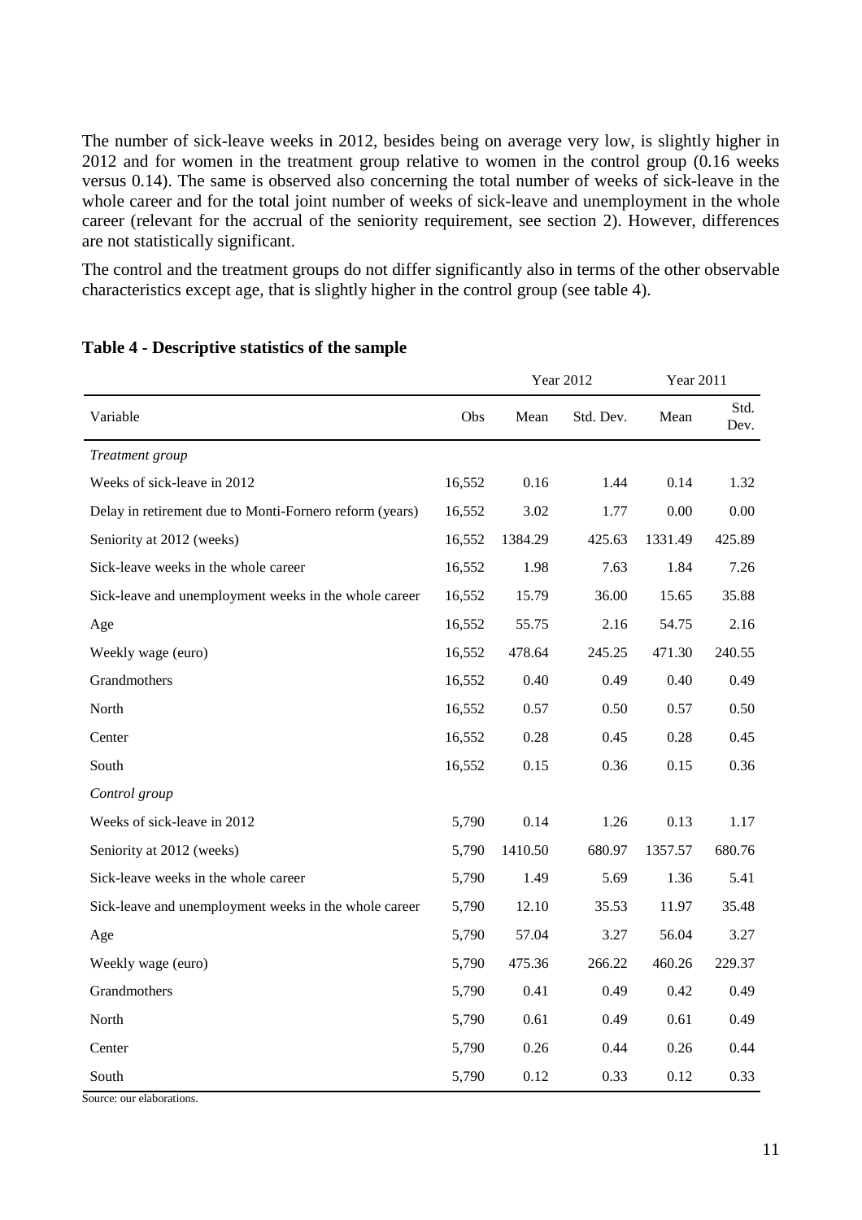The number of sick-leave weeks in 2012, besides being on average very low, is slightly higher in 2012 and for women in the treatment group relative to women in the control group (0.16 weeks versus 0.14). The same is observed also concerning the total number of weeks of sick-leave in the whole career and for the total joint number of weeks of sick-leave and unemployment in the whole career (relevant for the accrual of the seniority requirement, see section 2). However, differences are not statistically significant.

The control and the treatment groups do not differ significantly also in terms of the other observable characteristics except age, that is slightly higher in the control group (see table 4).

**Table 4 - Descriptive statistics of the sample**

| | | Year 2012 | | Year 2011 | |
|---|---|---|---|---|---|
| Variable | Obs | Mean | Std. Dev. | Mean | Std. Dev. |
| *Treatment group* | | | | | |
| Weeks of sick-leave in 2012 | 16,552 | 0.16 | 1.44 | 0.14 | 1.32 |
| Delay in retirement due to Monti-Fornero reform (years) | 16,552 | 3.02 | 1.77 | 0.00 | 0.00 |
| Seniority at 2012 (weeks) | 16,552 | 1384.29 | 425.63 | 1331.49 | 425.89 |
| Sick-leave weeks in the whole career | 16,552 | 1.98 | 7.63 | 1.84 | 7.26 |
| Sick-leave and unemployment weeks in the whole career | 16,552 | 15.79 | 36.00 | 15.65 | 35.88 |
| Age | 16,552 | 55.75 | 2.16 | 54.75 | 2.16 |
| Weekly wage (euro) | 16,552 | 478.64 | 245.25 | 471.30 | 240.55 |
| Grandmothers | 16,552 | 0.40 | 0.49 | 0.40 | 0.49 |
| North | 16,552 | 0.57 | 0.50 | 0.57 | 0.50 |
| Center | 16,552 | 0.28 | 0.45 | 0.28 | 0.45 |
| South | 16,552 | 0.15 | 0.36 | 0.15 | 0.36 |
| *Control group* | | | | | |
| Weeks of sick-leave in 2012 | 5,790 | 0.14 | 1.26 | 0.13 | 1.17 |
| Seniority at 2012 (weeks) | 5,790 | 1410.50 | 680.97 | 1357.57 | 680.76 |
| Sick-leave weeks in the whole career | 5,790 | 1.49 | 5.69 | 1.36 | 5.41 |
| Sick-leave and unemployment weeks in the whole career | 5,790 | 12.10 | 35.53 | 11.97 | 35.48 |
| Age | 5,790 | 57.04 | 3.27 | 56.04 | 3.27 |
| Weekly wage (euro) | 5,790 | 475.36 | 266.22 | 460.26 | 229.37 |
| Grandmothers | 5,790 | 0.41 | 0.49 | 0.42 | 0.49 |
| North | 5,790 | 0.61 | 0.49 | 0.61 | 0.49 |
| Center | 5,790 | 0.26 | 0.44 | 0.26 | 0.44 |
| South | 5,790 | 0.12 | 0.33 | 0.12 | 0.33 |

Source: our elaborations.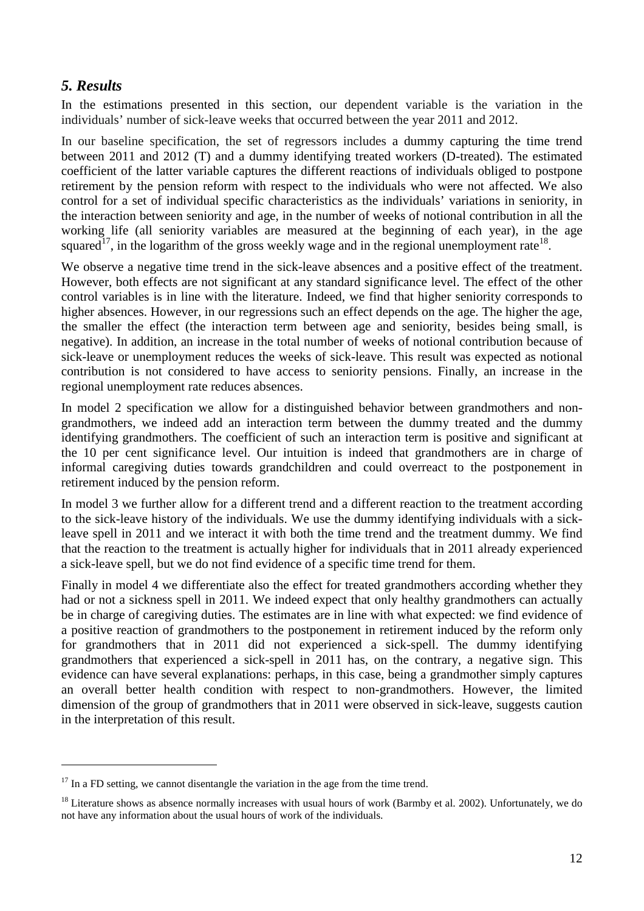## *5. Results*

In the estimations presented in this section, our dependent variable is the variation in the individuals' number of sick-leave weeks that occurred between the year 2011 and 2012.

In our baseline specification, the set of regressors includes a dummy capturing the time trend between 2011 and 2012 (T) and a dummy identifying treated workers (D-treated). The estimated coefficient of the latter variable captures the different reactions of individuals obliged to postpone retirement by the pension reform with respect to the individuals who were not affected. We also control for a set of individual specific characteristics as the individuals' variations in seniority, in the interaction between seniority and age, in the number of weeks of notional contribution in all the working life (all seniority variables are measured at the beginning of each year), in the age squared[17], in the logarithm of the gross weekly wage and in the regional unemployment rate[18].

We observe a negative time trend in the sick-leave absences and a positive effect of the treatment. However, both effects are not significant at any standard significance level. The effect of the other control variables is in line with the literature. Indeed, we find that higher seniority corresponds to higher absences. However, in our regressions such an effect depends on the age. The higher the age, the smaller the effect (the interaction term between age and seniority, besides being small, is negative). In addition, an increase in the total number of weeks of notional contribution because of sick-leave or unemployment reduces the weeks of sick-leave. This result was expected as notional contribution is not considered to have access to seniority pensions. Finally, an increase in the regional unemployment rate reduces absences.

In model 2 specification we allow for a distinguished behavior between grandmothers and non-grandmothers, we indeed add an interaction term between the dummy treated and the dummy identifying grandmothers. The coefficient of such an interaction term is positive and significant at the 10 per cent significance level. Our intuition is indeed that grandmothers are in charge of informal caregiving duties towards grandchildren and could overreact to the postponement in retirement induced by the pension reform.

In model 3 we further allow for a different trend and a different reaction to the treatment according to the sick-leave history of the individuals. We use the dummy identifying individuals with a sick-leave spell in 2011 and we interact it with both the time trend and the treatment dummy. We find that the reaction to the treatment is actually higher for individuals that in 2011 already experienced a sick-leave spell, but we do not find evidence of a specific time trend for them.

Finally in model 4 we differentiate also the effect for treated grandmothers according whether they had or not a sickness spell in 2011. We indeed expect that only healthy grandmothers can actually be in charge of caregiving duties. The estimates are in line with what expected: we find evidence of a positive reaction of grandmothers to the postponement in retirement induced by the reform only for grandmothers that in 2011 did not experienced a sick-spell. The dummy identifying grandmothers that experienced a sick-spell in 2011 has, on the contrary, a negative sign. This evidence can have several explanations: perhaps, in this case, being a grandmother simply captures an overall better health condition with respect to non-grandmothers. However, the limited dimension of the group of grandmothers that in 2011 were observed in sick-leave, suggests caution in the interpretation of this result.

---

[17] In a FD setting, we cannot disentangle the variation in the age from the time trend.

[18] Literature shows as absence normally increases with usual hours of work (Barmby et al. 2002). Unfortunately, we do not have any information about the usual hours of work of the individuals.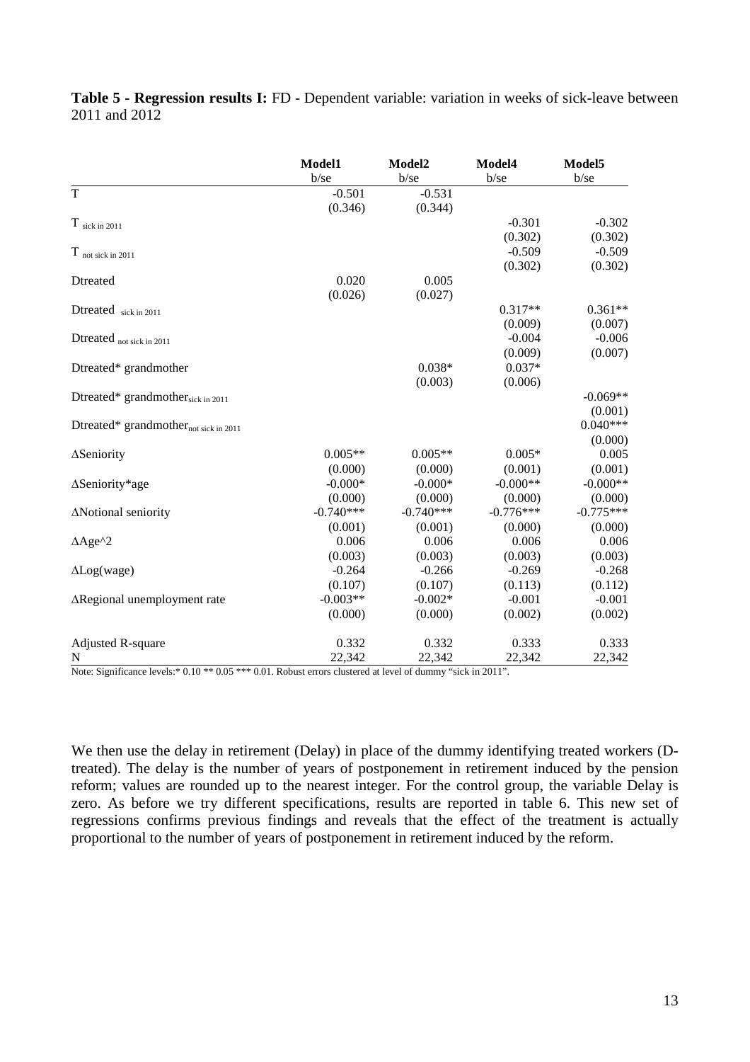**Table 5 - Regression results I:** FD - Dependent variable: variation in weeks of sick-leave between 2011 and 2012

| | Model1 | Model2 | Model4 | Model5 |
|---|---|---|---|---|
| | b/se | b/se | b/se | b/se |
| T | -0.501 | -0.531 | | |
| | (0.346) | (0.344) | | |
| $T_{\text{sick in 2011}}$ | | | -0.301 | -0.302 |
| | | | (0.302) | (0.302) |
| $T_{\text{not sick in 2011}}$ | | | -0.509 | -0.509 |
| | | | (0.302) | (0.302) |
| Dtreated | 0.020 | 0.005 | | |
| | (0.026) | (0.027) | | |
| $\text{Dtreated}_{\text{sick in 2011}}$ | | | 0.317** | 0.361** |
| | | | (0.009) | (0.007) |
| $\text{Dtreated}_{\text{not sick in 2011}}$ | | | -0.004 | -0.006 |
| | | | (0.009) | (0.007) |
| Dtreated* grandmother | | 0.038* | 0.037* | |
| | | (0.003) | (0.006) | |
| $\text{Dtreated* grandmother}_{\text{sick in 2011}}$ | | | | -0.069** |
| | | | | (0.001) |
| $\text{Dtreated* grandmother}_{\text{not sick in 2011}}$ | | | | 0.040*** |
| | | | | (0.000) |
| ΔSeniority | 0.005** | 0.005** | 0.005* | 0.005 |
| | (0.000) | (0.000) | (0.001) | (0.001) |
| ΔSeniority*age | -0.000* | -0.000* | -0.000** | -0.000** |
| | (0.000) | (0.000) | (0.000) | (0.000) |
| ΔNotional seniority | -0.740*** | -0.740*** | -0.776*** | -0.775*** |
| | (0.001) | (0.001) | (0.000) | (0.000) |
| ΔAge^2 | 0.006 | 0.006 | 0.006 | 0.006 |
| | (0.003) | (0.003) | (0.003) | (0.003) |
| ΔLog(wage) | -0.264 | -0.266 | -0.269 | -0.268 |
| | (0.107) | (0.107) | (0.113) | (0.112) |
| ΔRegional unemployment rate | -0.003** | -0.002* | -0.001 | -0.001 |
| | (0.000) | (0.000) | (0.002) | (0.002) |
| Adjusted R-square | 0.332 | 0.332 | 0.333 | 0.333 |
| N | 22,342 | 22,342 | 22,342 | 22,342 |

Note: Significance levels:* 0.10 ** 0.05 *** 0.01. Robust errors clustered at level of dummy "sick in 2011".

We then use the delay in retirement (Delay) in place of the dummy identifying treated workers (D-treated). The delay is the number of years of postponement in retirement induced by the pension reform; values are rounded up to the nearest integer. For the control group, the variable Delay is zero. As before we try different specifications, results are reported in table 6. This new set of regressions confirms previous findings and reveals that the effect of the treatment is actually proportional to the number of years of postponement in retirement induced by the reform.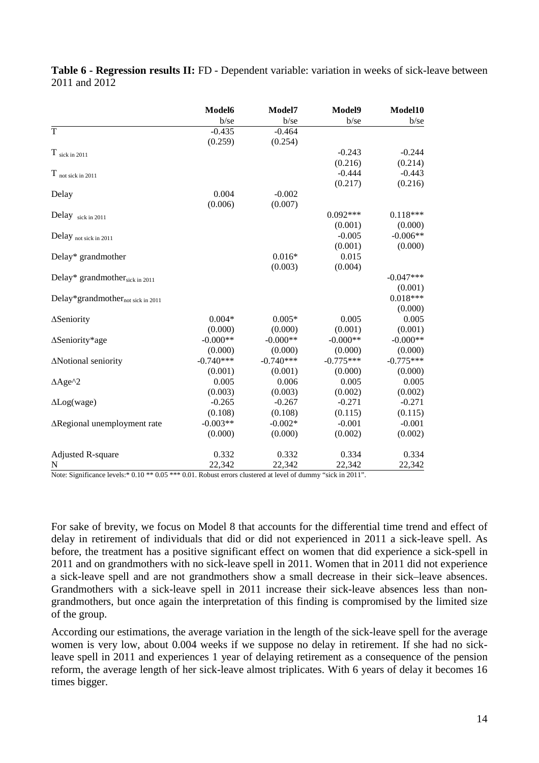**Table 6 - Regression results II:** FD - Dependent variable: variation in weeks of sick-leave between 2011 and 2012

| | Model6 | Model7 | Model9 | Model10 |
|---|---|---|---|---|
| | b/se | b/se | b/se | b/se |
| T | -0.435 | -0.464 | | |
| | (0.259) | (0.254) | | |
| $T_{\text{sick in 2011}}$ | | | -0.243 | -0.244 |
| | | | (0.216) | (0.214) |
| $T_{\text{not sick in 2011}}$ | | | -0.444 | -0.443 |
| | | | (0.217) | (0.216) |
| Delay | 0.004 | -0.002 | | |
| | (0.006) | (0.007) | | |
| $\text{Delay}_{\text{sick in 2011}}$ | | | 0.092*** | 0.118*** |
| | | | (0.001) | (0.000) |
| $\text{Delay}_{\text{not sick in 2011}}$ | | | -0.005 | -0.006** |
| | | | (0.001) | (0.000) |
| Delay* grandmother | | 0.016* | 0.015 | |
| | | (0.003) | (0.004) | |
| Delay* $\text{grandmother}_{\text{sick in 2011}}$ | | | | -0.047*** |
| | | | | (0.001) |
| Delay*$\text{grandmother}_{\text{not sick in 2011}}$ | | | | 0.018*** |
| | | | | (0.000) |
| ΔSeniority | 0.004* | 0.005* | 0.005 | 0.005 |
| | (0.000) | (0.000) | (0.001) | (0.001) |
| ΔSeniority*age | -0.000** | -0.000** | -0.000** | -0.000** |
| | (0.000) | (0.000) | (0.000) | (0.000) |
| ΔNotional seniority | -0.740*** | -0.740*** | -0.775*** | -0.775*** |
| | (0.001) | (0.001) | (0.000) | (0.000) |
| ΔAge^2 | 0.005 | 0.006 | 0.005 | 0.005 |
| | (0.003) | (0.003) | (0.002) | (0.002) |
| ΔLog(wage) | -0.265 | -0.267 | -0.271 | -0.271 |
| | (0.108) | (0.108) | (0.115) | (0.115) |
| ΔRegional unemployment rate | -0.003** | -0.002* | -0.001 | -0.001 |
| | (0.000) | (0.000) | (0.002) | (0.002) |
| Adjusted R-square | 0.332 | 0.332 | 0.334 | 0.334 |
| N | 22,342 | 22,342 | 22,342 | 22,342 |

Note: Significance levels:* 0.10 ** 0.05 *** 0.01. Robust errors clustered at level of dummy "sick in 2011".

For sake of brevity, we focus on Model 8 that accounts for the differential time trend and effect of delay in retirement of individuals that did or did not experienced in 2011 a sick-leave spell. As before, the treatment has a positive significant effect on women that did experience a sick-spell in 2011 and on grandmothers with no sick-leave spell in 2011. Women that in 2011 did not experience a sick-leave spell and are not grandmothers show a small decrease in their sick–leave absences. Grandmothers with a sick-leave spell in 2011 increase their sick-leave absences less than non-grandmothers, but once again the interpretation of this finding is compromised by the limited size of the group.

According our estimations, the average variation in the length of the sick-leave spell for the average women is very low, about 0.004 weeks if we suppose no delay in retirement. If she had no sick-leave spell in 2011 and experiences 1 year of delaying retirement as a consequence of the pension reform, the average length of her sick-leave almost triplicates. With 6 years of delay it becomes 16 times bigger.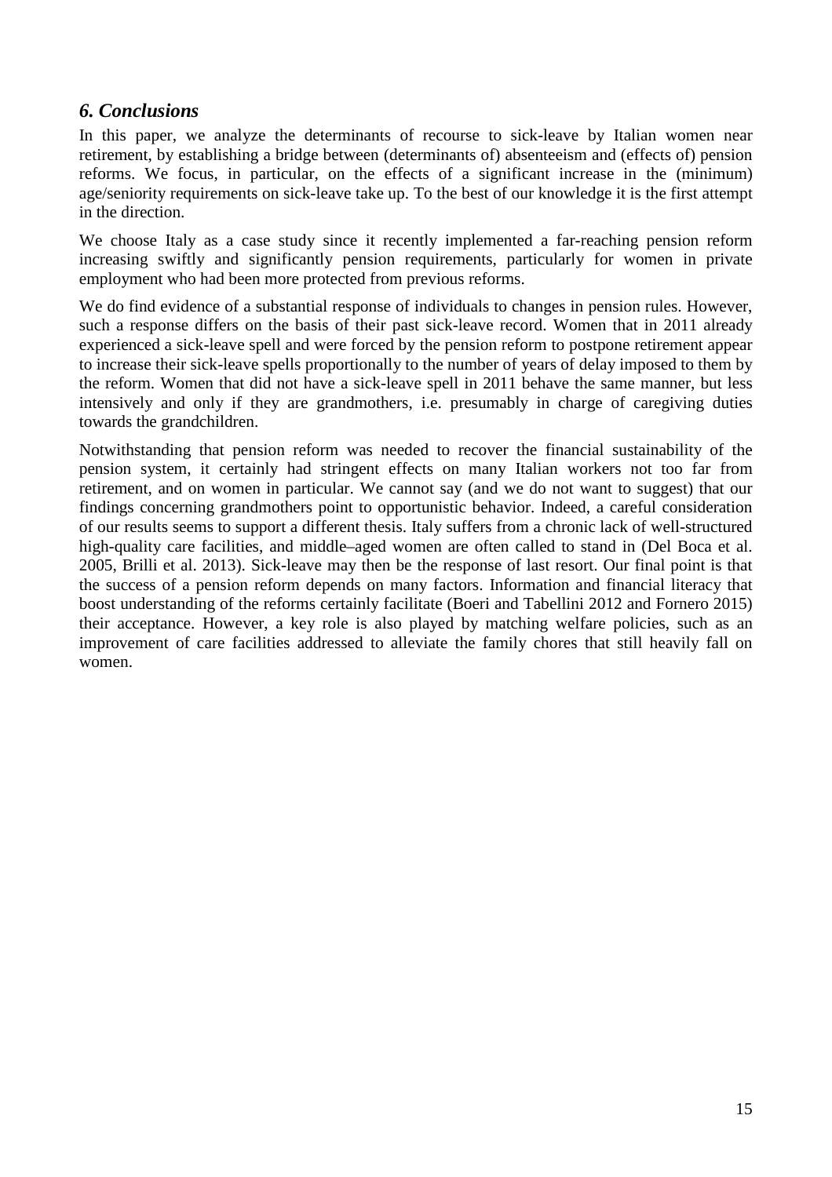## *6. Conclusions*

In this paper, we analyze the determinants of recourse to sick-leave by Italian women near retirement, by establishing a bridge between (determinants of) absenteeism and (effects of) pension reforms. We focus, in particular, on the effects of a significant increase in the (minimum) age/seniority requirements on sick-leave take up. To the best of our knowledge it is the first attempt in the direction.

We choose Italy as a case study since it recently implemented a far-reaching pension reform increasing swiftly and significantly pension requirements, particularly for women in private employment who had been more protected from previous reforms.

We do find evidence of a substantial response of individuals to changes in pension rules. However, such a response differs on the basis of their past sick-leave record. Women that in 2011 already experienced a sick-leave spell and were forced by the pension reform to postpone retirement appear to increase their sick-leave spells proportionally to the number of years of delay imposed to them by the reform. Women that did not have a sick-leave spell in 2011 behave the same manner, but less intensively and only if they are grandmothers, i.e. presumably in charge of caregiving duties towards the grandchildren.

Notwithstanding that pension reform was needed to recover the financial sustainability of the pension system, it certainly had stringent effects on many Italian workers not too far from retirement, and on women in particular. We cannot say (and we do not want to suggest) that our findings concerning grandmothers point to opportunistic behavior. Indeed, a careful consideration of our results seems to support a different thesis. Italy suffers from a chronic lack of well-structured high-quality care facilities, and middle–aged women are often called to stand in (Del Boca et al. 2005, Brilli et al. 2013). Sick-leave may then be the response of last resort. Our final point is that the success of a pension reform depends on many factors. Information and financial literacy that boost understanding of the reforms certainly facilitate (Boeri and Tabellini 2012 and Fornero 2015) their acceptance. However, a key role is also played by matching welfare policies, such as an improvement of care facilities addressed to alleviate the family chores that still heavily fall on women.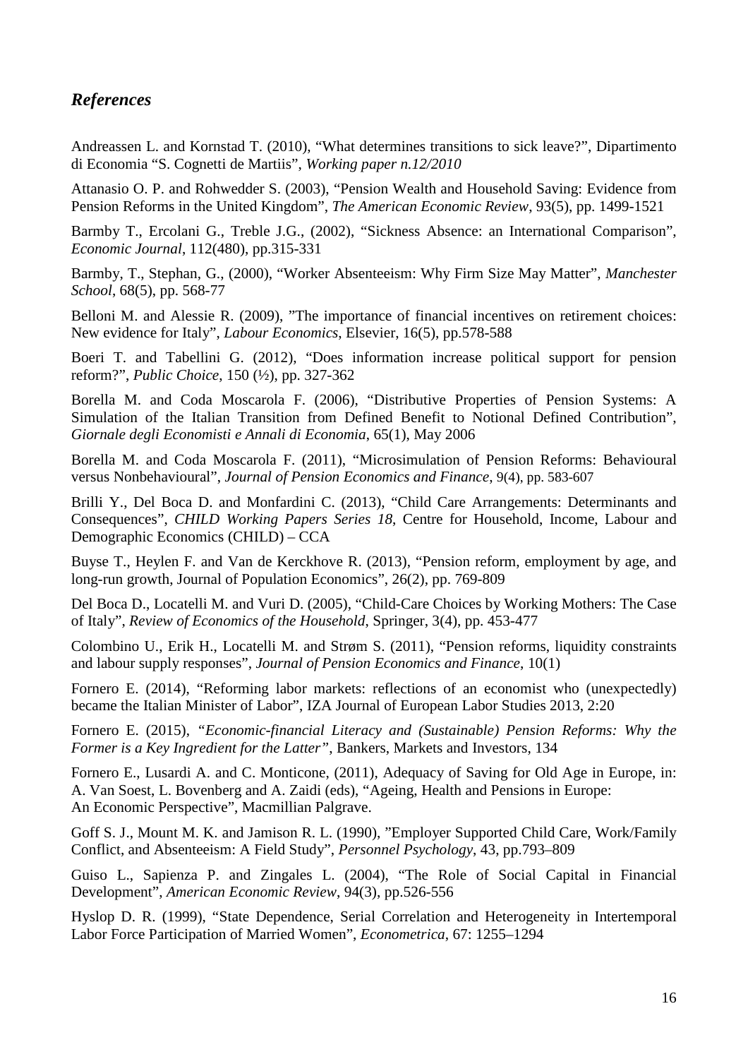## *References*

Andreassen L. and Kornstad T. (2010), "What determines transitions to sick leave?", Dipartimento di Economia "S. Cognetti de Martiis", *Working paper n.12/2010*

Attanasio O. P. and Rohwedder S. (2003), "Pension Wealth and Household Saving: Evidence from Pension Reforms in the United Kingdom", *The American Economic Review*, 93(5), pp. 1499-1521

Barmby T., Ercolani G., Treble J.G., (2002), "Sickness Absence: an International Comparison", *Economic Journal*, 112(480), pp.315-331

Barmby, T., Stephan, G., (2000), "Worker Absenteeism: Why Firm Size May Matter", *Manchester School*, 68(5), pp. 568-77

Belloni M. and Alessie R. (2009), "The importance of financial incentives on retirement choices: New evidence for Italy", *Labour Economics*, Elsevier, 16(5), pp.578-588

Boeri T. and Tabellini G. (2012), "Does information increase political support for pension reform?", *Public Choice*, 150 (½), pp. 327-362

Borella M. and Coda Moscarola F. (2006), "Distributive Properties of Pension Systems: A Simulation of the Italian Transition from Defined Benefit to Notional Defined Contribution", *Giornale degli Economisti e Annali di Economia*, 65(1), May 2006

Borella M. and Coda Moscarola F. (2011), "Microsimulation of Pension Reforms: Behavioural versus Nonbehavioural", *Journal of Pension Economics and Finance*, 9(4), pp. 583-607

Brilli Y., Del Boca D. and Monfardini C. (2013), "Child Care Arrangements: Determinants and Consequences", *CHILD Working Papers Series 18*, Centre for Household, Income, Labour and Demographic Economics (CHILD) – CCA

Buyse T., Heylen F. and Van de Kerckhove R. (2013), "Pension reform, employment by age, and long-run growth, Journal of Population Economics", 26(2), pp. 769-809

Del Boca D., Locatelli M. and Vuri D. (2005), "Child-Care Choices by Working Mothers: The Case of Italy", *Review of Economics of the Household*, Springer, 3(4), pp. 453-477

Colombino U., Erik H., Locatelli M. and Strøm S. (2011), "Pension reforms, liquidity constraints and labour supply responses", *Journal of Pension Economics and Finance*, 10(1)

Fornero E. (2014), "Reforming labor markets: reflections of an economist who (unexpectedly) became the Italian Minister of Labor", IZA Journal of European Labor Studies 2013, 2:20

Fornero E. (2015), *"Economic-financial Literacy and (Sustainable) Pension Reforms: Why the Former is a Key Ingredient for the Latter"*, Bankers, Markets and Investors, 134

Fornero E., Lusardi A. and C. Monticone, (2011), Adequacy of Saving for Old Age in Europe, in: A. Van Soest, L. Bovenberg and A. Zaidi (eds), "Ageing, Health and Pensions in Europe: An Economic Perspective", Macmillian Palgrave.

Goff S. J., Mount M. K. and Jamison R. L. (1990), "Employer Supported Child Care, Work/Family Conflict, and Absenteeism: A Field Study", *Personnel Psychology*, 43, pp.793–809

Guiso L., Sapienza P. and Zingales L. (2004), "The Role of Social Capital in Financial Development", *American Economic Review*, 94(3), pp.526-556

Hyslop D. R. (1999), "State Dependence, Serial Correlation and Heterogeneity in Intertemporal Labor Force Participation of Married Women", *Econometrica*, 67: 1255–1294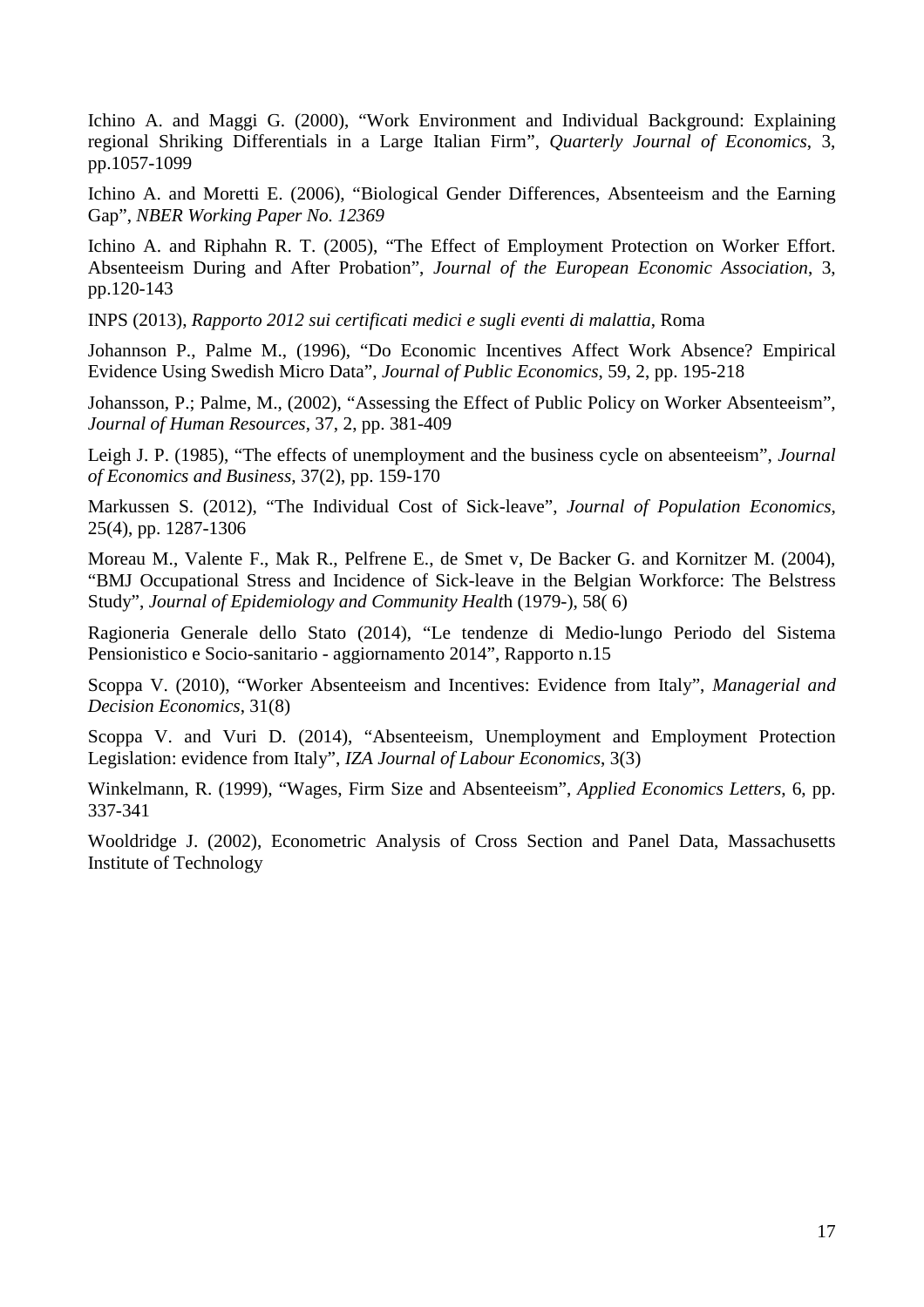Ichino A. and Maggi G. (2000), "Work Environment and Individual Background: Explaining regional Shriking Differentials in a Large Italian Firm", *Quarterly Journal of Economics*, 3, pp.1057-1099

Ichino A. and Moretti E. (2006), "Biological Gender Differences, Absenteeism and the Earning Gap", *NBER Working Paper No. 12369*

Ichino A. and Riphahn R. T. (2005), "The Effect of Employment Protection on Worker Effort. Absenteeism During and After Probation", *Journal of the European Economic Association*, 3, pp.120-143

INPS (2013), *Rapporto 2012 sui certificati medici e sugli eventi di malattia*, Roma

Johannson P., Palme M., (1996), "Do Economic Incentives Affect Work Absence? Empirical Evidence Using Swedish Micro Data", *Journal of Public Economics*, 59, 2, pp. 195-218

Johansson, P.; Palme, M., (2002), "Assessing the Effect of Public Policy on Worker Absenteeism", *Journal of Human Resources*, 37, 2, pp. 381-409

Leigh J. P. (1985), "The effects of unemployment and the business cycle on absenteeism", *Journal of Economics and Business*, 37(2), pp. 159-170

Markussen S. (2012), "The Individual Cost of Sick-leave", *Journal of Population Economics*, 25(4), pp. 1287-1306

Moreau M., Valente F., Mak R., Pelfrene E., de Smet v, De Backer G. and Kornitzer M. (2004), "BMJ Occupational Stress and Incidence of Sick-leave in the Belgian Workforce: The Belstress Study", *Journal of Epidemiology and Community Healt*h (1979-), 58( 6)

Ragioneria Generale dello Stato (2014), "Le tendenze di Medio-lungo Periodo del Sistema Pensionistico e Socio-sanitario - aggiornamento 2014", Rapporto n.15

Scoppa V. (2010), "Worker Absenteeism and Incentives: Evidence from Italy", *Managerial and Decision Economics*, 31(8)

Scoppa V. and Vuri D. (2014), "Absenteeism, Unemployment and Employment Protection Legislation: evidence from Italy", *IZA Journal of Labour Economics*, 3(3)

Winkelmann, R. (1999), "Wages, Firm Size and Absenteeism", *Applied Economics Letters*, 6, pp. 337-341

Wooldridge J. (2002), Econometric Analysis of Cross Section and Panel Data, Massachusetts Institute of Technology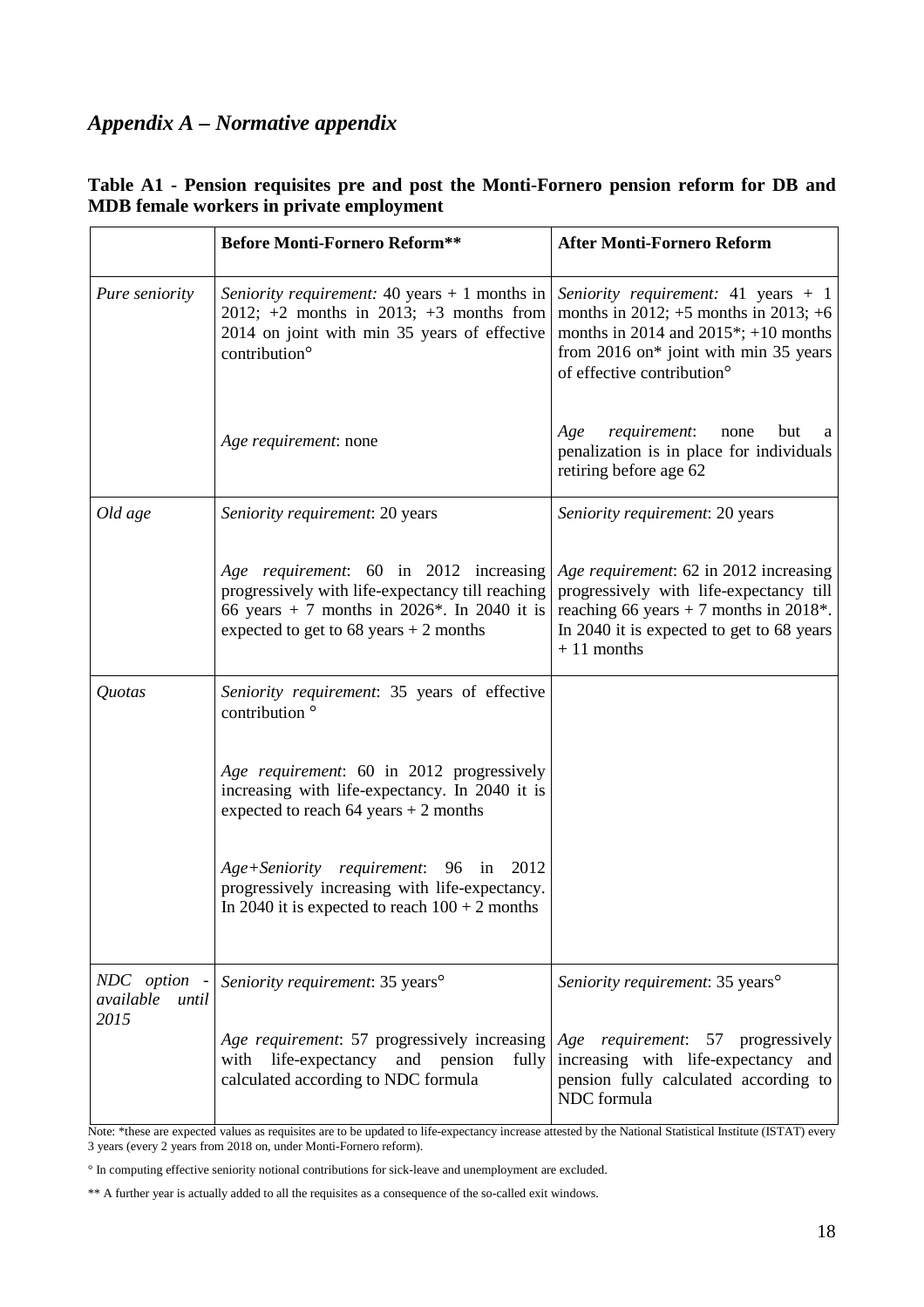## *Appendix A – Normative appendix*

**Table A1 - Pension requisites pre and post the Monti-Fornero pension reform for DB and MDB female workers in private employment**

| | **Before Monti-Fornero Reform\*\*** | **After Monti-Fornero Reform** |
|---|---|---|
| *Pure seniority* | *Seniority requirement:* 40 years + 1 months in 2012; +2 months in 2013; +3 months from 2014 on joint with min 35 years of effective contribution° | *Seniority requirement:* 41 years + 1 months in 2012; +5 months in 2013; +6 months in 2014 and 2015\*; +10 months from 2016 on\* joint with min 35 years of effective contribution° |
| | *Age requirement*: none | *Age requirement*: none but a penalization is in place for individuals retiring before age 62 |
| *Old age* | *Seniority requirement*: 20 years | *Seniority requirement*: 20 years |
| | *Age requirement*: 60 in 2012 increasing progressively with life-expectancy till reaching 66 years + 7 months in 2026\*. In 2040 it is expected to get to 68 years + 2 months | *Age requirement*: 62 in 2012 increasing progressively with life-expectancy till reaching 66 years + 7 months in 2018\*. In 2040 it is expected to get to 68 years + 11 months |
| *Quotas* | *Seniority requirement*: 35 years of effective contribution ° | |
| | *Age requirement*: 60 in 2012 progressively increasing with life-expectancy. In 2040 it is expected to reach 64 years + 2 months | |
| | *Age+Seniority requirement*: 96 in 2012 progressively increasing with life-expectancy. In 2040 it is expected to reach 100 + 2 months | |
| *NDC option - available until 2015* | *Seniority requirement*: 35 years° | *Seniority requirement*: 35 years° |
| | *Age requirement*: 57 progressively increasing with life-expectancy and pension fully calculated according to NDC formula | *Age requirement*: 57 progressively increasing with life-expectancy and pension fully calculated according to NDC formula |

Note: \*these are expected values as requisites are to be updated to life-expectancy increase attested by the National Statistical Institute (ISTAT) every 3 years (every 2 years from 2018 on, under Monti-Fornero reform).

° In computing effective seniority notional contributions for sick-leave and unemployment are excluded.

\*\* A further year is actually added to all the requisites as a consequence of the so-called exit windows.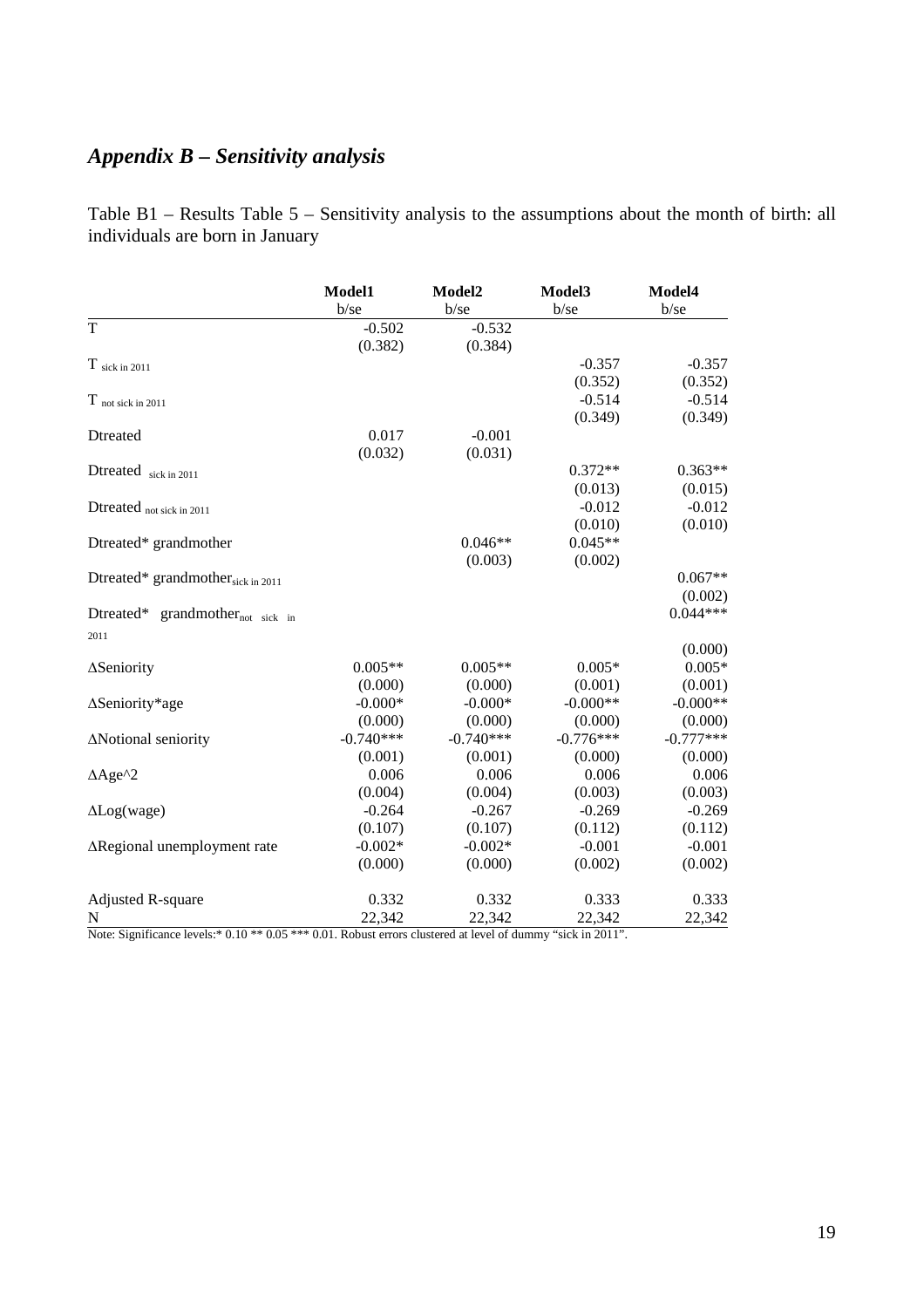## *Appendix B – Sensitivity analysis*

Table B1 – Results Table 5 – Sensitivity analysis to the assumptions about the month of birth: all individuals are born in January

| | Model1 | Model2 | Model3 | Model4 |
|---|---|---|---|---|
| | b/se | b/se | b/se | b/se |
| T | -0.502 | -0.532 | | |
| | (0.382) | (0.384) | | |
| $T_{\text{sick in 2011}}$ | | | -0.357 | -0.357 |
| | | | (0.352) | (0.352) |
| $T_{\text{not sick in 2011}}$ | | | -0.514 | -0.514 |
| | | | (0.349) | (0.349) |
| Dtreated | 0.017 | -0.001 | | |
| | (0.032) | (0.031) | | |
| $\text{Dtreated}_{\text{sick in 2011}}$ | | | 0.372** | 0.363** |
| | | | (0.013) | (0.015) |
| $\text{Dtreated}_{\text{not sick in 2011}}$ | | | -0.012 | -0.012 |
| | | | (0.010) | (0.010) |
| Dtreated* grandmother | | 0.046** | 0.045** | |
| | | (0.003) | (0.002) | |
| Dtreated* $\text{grandmother}_{\text{sick in 2011}}$ | | | | 0.067** |
| | | | | (0.002) |
| Dtreated* $\text{grandmother}_{\text{not sick in 2011}}$ | | | | 0.044*** |
| | | | | (0.000) |
| ΔSeniority | 0.005** | 0.005** | 0.005* | 0.005* |
| | (0.000) | (0.000) | (0.001) | (0.001) |
| ΔSeniority*age | -0.000* | -0.000* | -0.000** | -0.000** |
| | (0.000) | (0.000) | (0.000) | (0.000) |
| ΔNotional seniority | -0.740*** | -0.740*** | -0.776*** | -0.777*** |
| | (0.001) | (0.001) | (0.000) | (0.000) |
| ΔAge^2 | 0.006 | 0.006 | 0.006 | 0.006 |
| | (0.004) | (0.004) | (0.003) | (0.003) |
| ΔLog(wage) | -0.264 | -0.267 | -0.269 | -0.269 |
| | (0.107) | (0.107) | (0.112) | (0.112) |
| ΔRegional unemployment rate | -0.002* | -0.002* | -0.001 | -0.001 |
| | (0.000) | (0.000) | (0.002) | (0.002) |
| Adjusted R-square | 0.332 | 0.332 | 0.333 | 0.333 |
| N | 22,342 | 22,342 | 22,342 | 22,342 |

Note: Significance levels:* 0.10 ** 0.05 *** 0.01. Robust errors clustered at level of dummy "sick in 2011".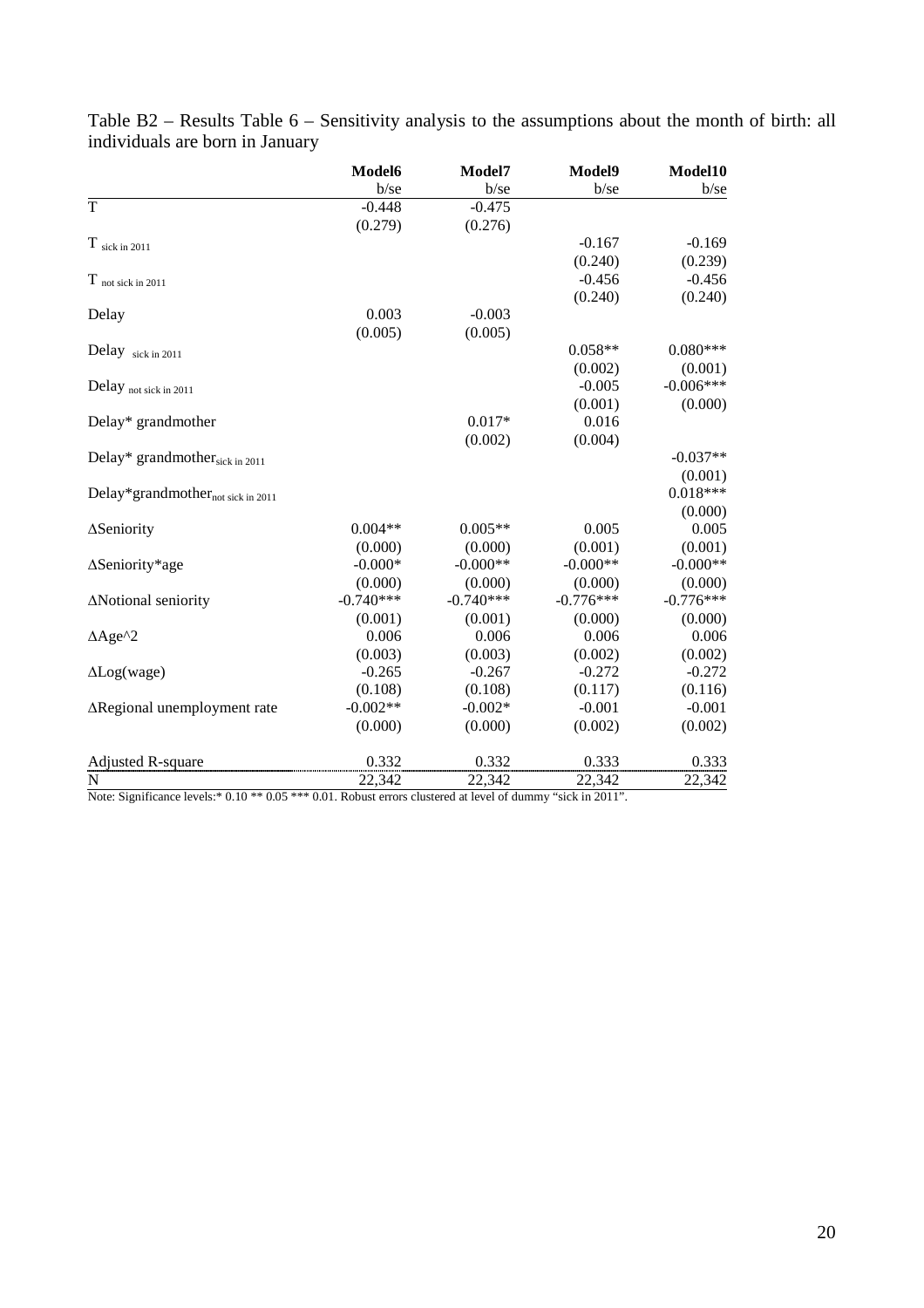Table B2 – Results Table 6 – Sensitivity analysis to the assumptions about the month of birth: all individuals are born in January

| | Model6 | Model7 | Model9 | Model10 |
|---|---|---|---|---|
| | b/se | b/se | b/se | b/se |
| T | -0.448 | -0.475 | | |
| | (0.279) | (0.276) | | |
| $T_{\text{sick in 2011}}$ | | | -0.167 | -0.169 |
| | | | (0.240) | (0.239) |
| $T_{\text{not sick in 2011}}$ | | | -0.456 | -0.456 |
| | | | (0.240) | (0.240) |
| Delay | 0.003 | -0.003 | | |
| | (0.005) | (0.005) | | |
| $\text{Delay}_{\text{sick in 2011}}$ | | | 0.058** | 0.080*** |
| | | | (0.002) | (0.001) |
| $\text{Delay}_{\text{not sick in 2011}}$ | | | -0.005 | -0.006*** |
| | | | (0.001) | (0.000) |
| Delay* grandmother | | 0.017* | 0.016 | |
| | | (0.002) | (0.004) | |
| Delay* $\text{grandmother}_{\text{sick in 2011}}$ | | | | -0.037** |
| | | | | (0.001) |
| Delay* $\text{grandmother}_{\text{not sick in 2011}}$ | | | | 0.018*** |
| | | | | (0.000) |
| ΔSeniority | 0.004** | 0.005** | 0.005 | 0.005 |
| | (0.000) | (0.000) | (0.001) | (0.001) |
| ΔSeniority*age | -0.000* | -0.000** | -0.000** | -0.000** |
| | (0.000) | (0.000) | (0.000) | (0.000) |
| ΔNotional seniority | -0.740*** | -0.740*** | -0.776*** | -0.776*** |
| | (0.001) | (0.001) | (0.000) | (0.000) |
| ΔAge^2 | 0.006 | 0.006 | 0.006 | 0.006 |
| | (0.003) | (0.003) | (0.002) | (0.002) |
| ΔLog(wage) | -0.265 | -0.267 | -0.272 | -0.272 |
| | (0.108) | (0.108) | (0.117) | (0.116) |
| ΔRegional unemployment rate | -0.002** | -0.002* | -0.001 | -0.001 |
| | (0.000) | (0.000) | (0.002) | (0.002) |
| Adjusted R-square | 0.332 | 0.332 | 0.333 | 0.333 |
| N | 22,342 | 22,342 | 22,342 | 22,342 |

Note: Significance levels:* 0.10 ** 0.05 *** 0.01. Robust errors clustered at level of dummy "sick in 2011".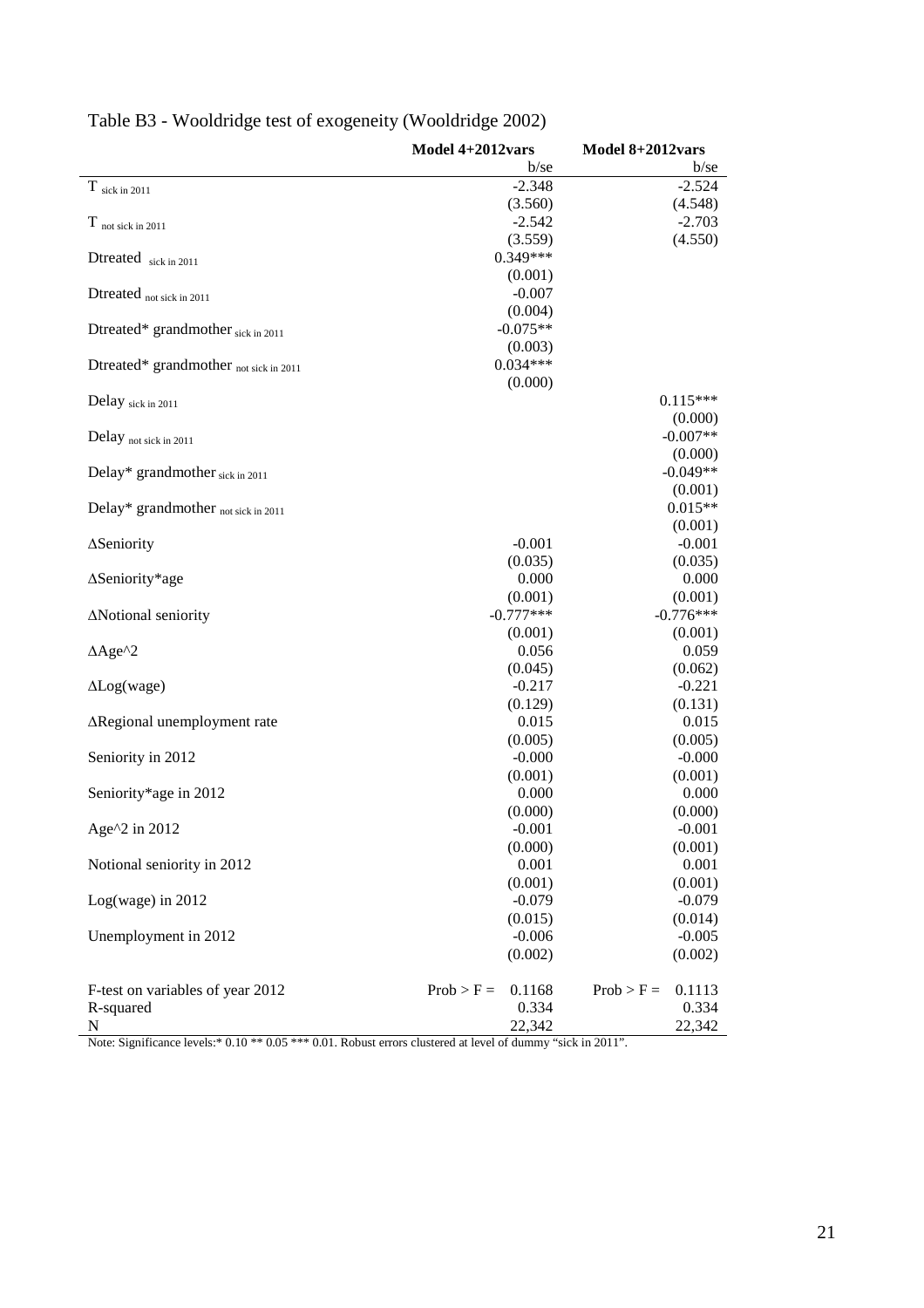# Table B3 - Wooldridge test of exogeneity (Wooldridge 2002)

| | Model 4+2012vars | Model 8+2012vars |
|---|---|---|
| | b/se | b/se |
| $T_{\text{sick in 2011}}$ | -2.348 | -2.524 |
| | (3.560) | (4.548) |
| $T_{\text{not sick in 2011}}$ | -2.542 | -2.703 |
| | (3.559) | (4.550) |
| $\text{Dtreated}_{\text{sick in 2011}}$ | 0.349*** | |
| | (0.001) | |
| $\text{Dtreated}_{\text{not sick in 2011}}$ | -0.007 | |
| | (0.004) | |
| $\text{Dtreated* grandmother}_{\text{sick in 2011}}$ | -0.075** | |
| | (0.003) | |
| $\text{Dtreated* grandmother}_{\text{not sick in 2011}}$ | 0.034*** | |
| | (0.000) | |
| $\text{Delay}_{\text{sick in 2011}}$ | | 0.115*** |
| | | (0.000) |
| $\text{Delay}_{\text{not sick in 2011}}$ | | -0.007** |
| | | (0.000) |
| $\text{Delay* grandmother}_{\text{sick in 2011}}$ | | -0.049** |
| | | (0.001) |
| $\text{Delay* grandmother}_{\text{not sick in 2011}}$ | | 0.015** |
| | | (0.001) |
| ΔSeniority | -0.001 | -0.001 |
| | (0.035) | (0.035) |
| ΔSeniority*age | 0.000 | 0.000 |
| | (0.001) | (0.001) |
| ΔNotional seniority | -0.777*** | -0.776*** |
| | (0.001) | (0.001) |
| ΔAge^2 | 0.056 | 0.059 |
| | (0.045) | (0.062) |
| ΔLog(wage) | -0.217 | -0.221 |
| | (0.129) | (0.131) |
| ΔRegional unemployment rate | 0.015 | 0.015 |
| | (0.005) | (0.005) |
| Seniority in 2012 | -0.000 | -0.000 |
| | (0.001) | (0.001) |
| Seniority*age in 2012 | 0.000 | 0.000 |
| | (0.000) | (0.000) |
| Age^2 in 2012 | -0.001 | -0.001 |
| | (0.000) | (0.001) |
| Notional seniority in 2012 | 0.001 | 0.001 |
| | (0.001) | (0.001) |
| Log(wage) in 2012 | -0.079 | -0.079 |
| | (0.015) | (0.014) |
| Unemployment in 2012 | -0.006 | -0.005 |
| | (0.002) | (0.002) |
| F-test on variables of year 2012 | Prob > F = 0.1168 | Prob > F = 0.1113 |
| R-squared | 0.334 | 0.334 |
| N | 22,342 | 22,342 |

Note: Significance levels:* 0.10 ** 0.05 *** 0.01. Robust errors clustered at level of dummy "sick in 2011".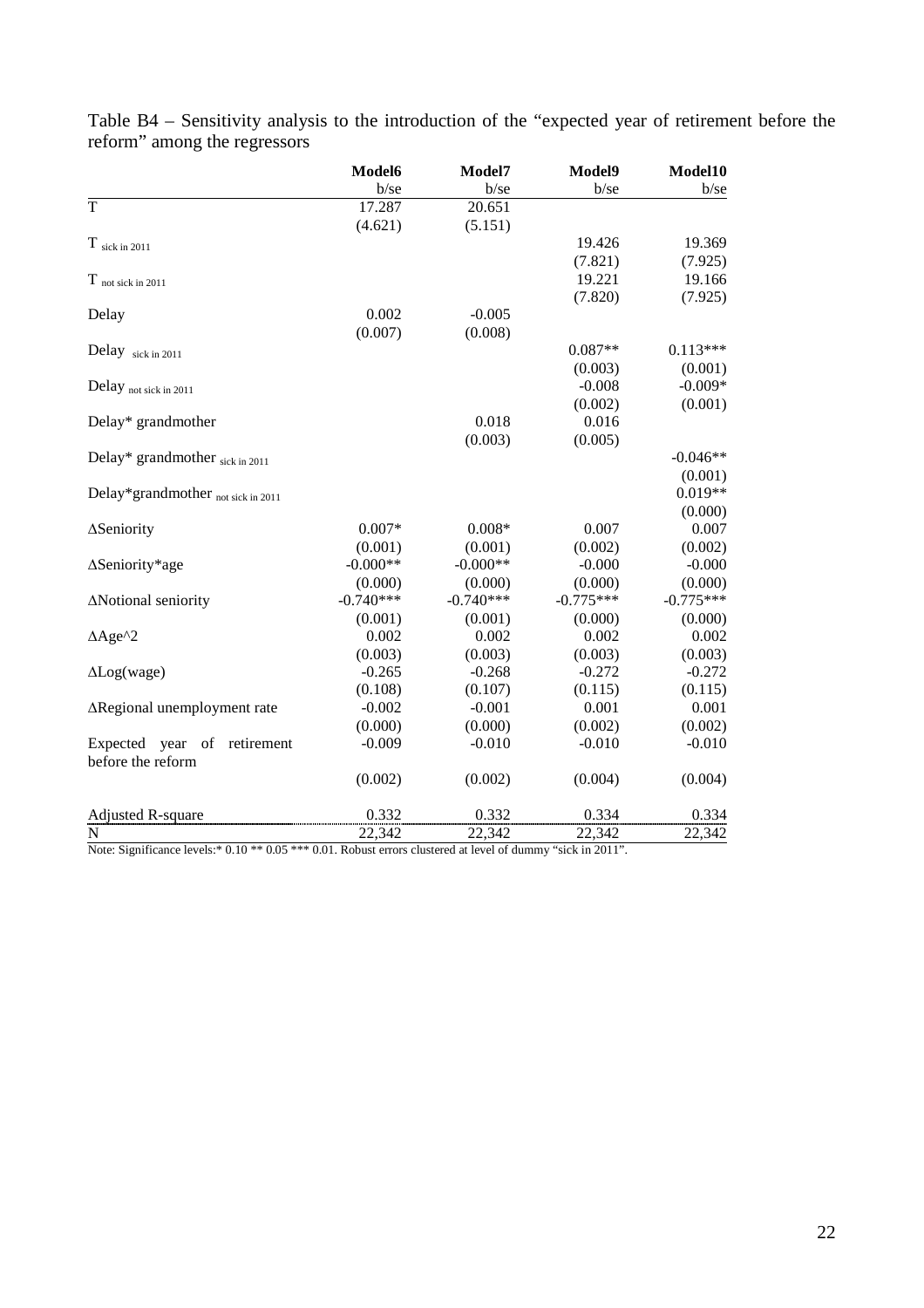Table B4 – Sensitivity analysis to the introduction of the "expected year of retirement before the reform" among the regressors

| | **Model6** | **Model7** | **Model9** | **Model10** |
|---|---|---|---|---|
| | b/se | b/se | b/se | b/se |
| T | 17.287 | 20.651 | | |
| | (4.621) | (5.151) | | |
| $T_{\text{sick in 2011}}$ | | | 19.426 | 19.369 |
| | | | (7.821) | (7.925) |
| $T_{\text{not sick in 2011}}$ | | | 19.221 | 19.166 |
| | | | (7.820) | (7.925) |
| Delay | 0.002 | -0.005 | | |
| | (0.007) | (0.008) | | |
| $\text{Delay}_{\text{sick in 2011}}$ | | | 0.087** | 0.113*** |
| | | | (0.003) | (0.001) |
| $\text{Delay}_{\text{not sick in 2011}}$ | | | -0.008 | -0.009* |
| | | | (0.002) | (0.001) |
| Delay* grandmother | | 0.018 | 0.016 | |
| | | (0.003) | (0.005) | |
| $\text{Delay* grandmother}_{\text{sick in 2011}}$ | | | | -0.046** |
| | | | | (0.001) |
| $\text{Delay*grandmother}_{\text{not sick in 2011}}$ | | | | 0.019** |
| | | | | (0.000) |
| ΔSeniority | 0.007* | 0.008* | 0.007 | 0.007 |
| | (0.001) | (0.001) | (0.002) | (0.002) |
| ΔSeniority*age | -0.000** | -0.000** | -0.000 | -0.000 |
| | (0.000) | (0.000) | (0.000) | (0.000) |
| ΔNotional seniority | -0.740*** | -0.740*** | -0.775*** | -0.775*** |
| | (0.001) | (0.001) | (0.000) | (0.000) |
| ΔAge^2 | 0.002 | 0.002 | 0.002 | 0.002 |
| | (0.003) | (0.003) | (0.003) | (0.003) |
| ΔLog(wage) | -0.265 | -0.268 | -0.272 | -0.272 |
| | (0.108) | (0.107) | (0.115) | (0.115) |
| ΔRegional unemployment rate | -0.002 | -0.001 | 0.001 | 0.001 |
| | (0.000) | (0.000) | (0.002) | (0.002) |
| Expected year of retirement before the reform | -0.009 | -0.010 | -0.010 | -0.010 |
| | (0.002) | (0.002) | (0.004) | (0.004) |
| Adjusted R-square | 0.332 | 0.332 | 0.334 | 0.334 |
| N | 22,342 | 22,342 | 22,342 | 22,342 |

Note: Significance levels:* 0.10 ** 0.05 *** 0.01. Robust errors clustered at level of dummy "sick in 2011".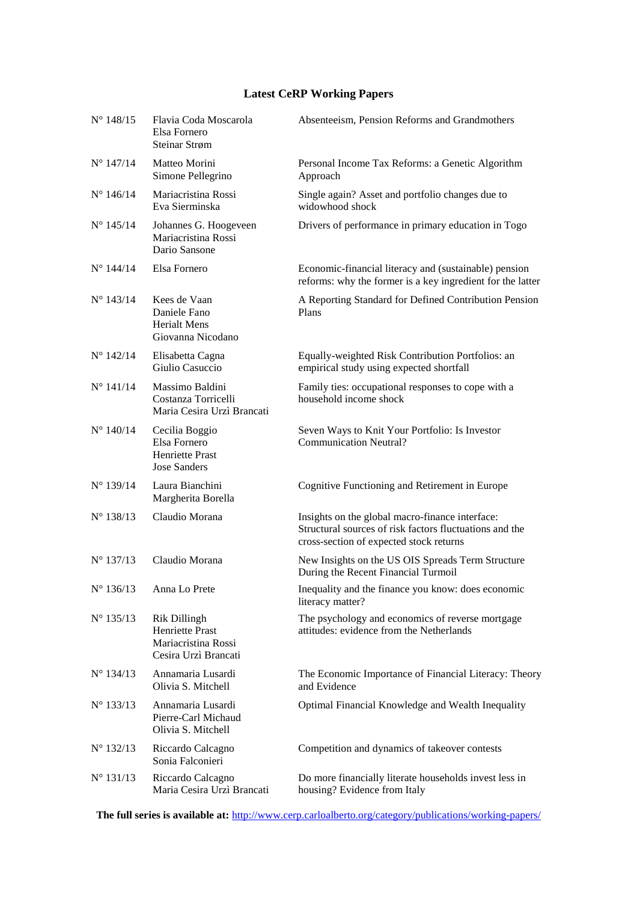## Latest CeRP Working Papers

| | | |
|---|---|---|
| N° 148/15 | Flavia Coda Moscarola<br>Elsa Fornero<br>Steinar Strøm | Absenteeism, Pension Reforms and Grandmothers |
| N° 147/14 | Matteo Morini<br>Simone Pellegrino | Personal Income Tax Reforms: a Genetic Algorithm Approach |
| N° 146/14 | Mariacristina Rossi<br>Eva Sierminska | Single again? Asset and portfolio changes due to widowhood shock |
| N° 145/14 | Johannes G. Hoogeveen<br>Mariacristina Rossi<br>Dario Sansone | Drivers of performance in primary education in Togo |
| N° 144/14 | Elsa Fornero | Economic-financial literacy and (sustainable) pension reforms: why the former is a key ingredient for the latter |
| N° 143/14 | Kees de Vaan<br>Daniele Fano<br>Herialt Mens<br>Giovanna Nicodano | A Reporting Standard for Defined Contribution Pension Plans |
| N° 142/14 | Elisabetta Cagna<br>Giulio Casuccio | Equally-weighted Risk Contribution Portfolios: an empirical study using expected shortfall |
| N° 141/14 | Massimo Baldini<br>Costanza Torricelli<br>Maria Cesira Urzì Brancati | Family ties: occupational responses to cope with a household income shock |
| N° 140/14 | Cecilia Boggio<br>Elsa Fornero<br>Henriette Prast<br>Jose Sanders | Seven Ways to Knit Your Portfolio: Is Investor Communication Neutral? |
| N° 139/14 | Laura Bianchini<br>Margherita Borella | Cognitive Functioning and Retirement in Europe |
| N° 138/13 | Claudio Morana | Insights on the global macro-finance interface: Structural sources of risk factors fluctuations and the cross-section of expected stock returns |
| N° 137/13 | Claudio Morana | New Insights on the US OIS Spreads Term Structure During the Recent Financial Turmoil |
| N° 136/13 | Anna Lo Prete | Inequality and the finance you know: does economic literacy matter? |
| N° 135/13 | Rik Dillingh<br>Henriette Prast<br>Mariacristina Rossi<br>Cesira Urzì Brancati | The psychology and economics of reverse mortgage attitudes: evidence from the Netherlands |
| N° 134/13 | Annamaria Lusardi<br>Olivia S. Mitchell | The Economic Importance of Financial Literacy: Theory and Evidence |
| N° 133/13 | Annamaria Lusardi<br>Pierre-Carl Michaud<br>Olivia S. Mitchell | Optimal Financial Knowledge and Wealth Inequality |
| N° 132/13 | Riccardo Calcagno<br>Sonia Falconieri | Competition and dynamics of takeover contests |
| N° 131/13 | Riccardo Calcagno<br>Maria Cesira Urzì Brancati | Do more financially literate households invest less in housing? Evidence from Italy |

**The full series is available at:** http://www.cerp.carloalberto.org/category/publications/working-papers/